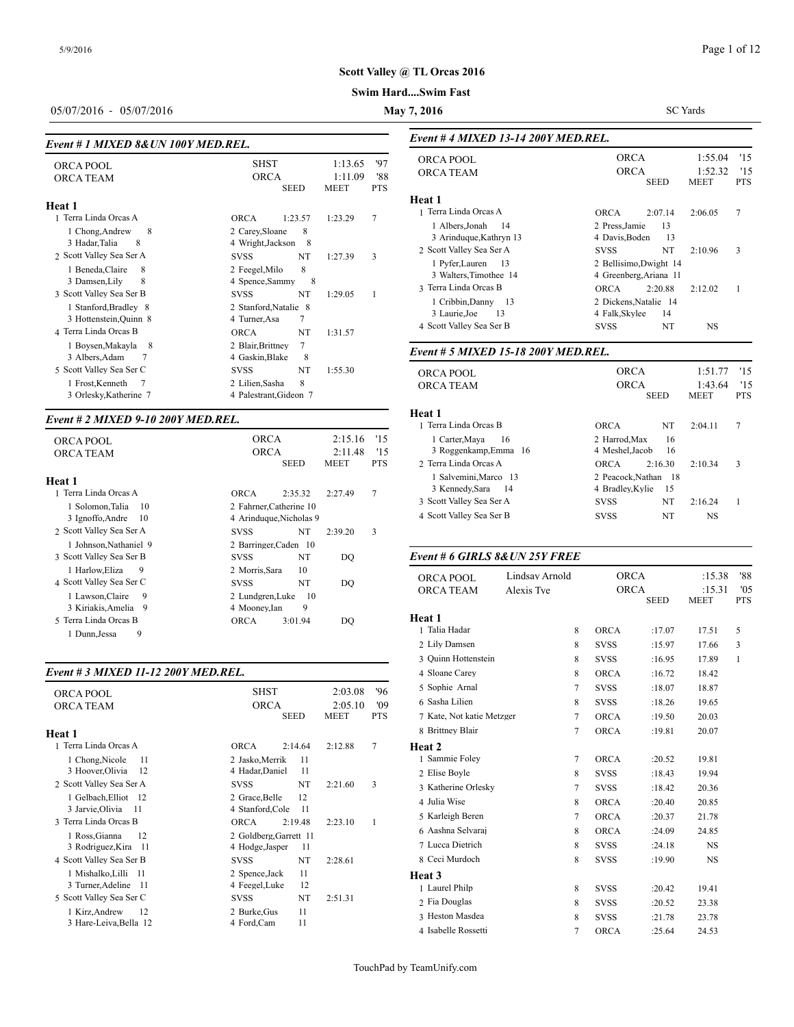# Scott Valley @ TL Orcas 2016

## Swim Hard....Swim Fast

05/07/2016 - 05/07/2016 | May 7, 2016 | SC Yards

### Event # 1 MIXED 8&UN 100Y MED.REL.

| | | | | |
|---|---|---|---|---|
| ORCA POOL | SHST | | 1:13.65 | '97 |
| ORCA TEAM | ORCA | | 1:11.09 | '88 |
| | | SEED | MEET | PTS |

**Heat 1**

| Place | Team | | Seed | Meet | Pts |
|---|---|---|---|---|---|
| 1 | Terra Linda Orcas A | ORCA | 1:23.57 | 1:23.29 | 7 |
| | 1 Chong,Andrew 8; 2 Carey,Sloane 8; 3 Hadar,Talia 8; 4 Wright,Jackson 8 | | | | |
| 2 | Scott Valley Sea Ser A | SVSS | NT | 1:27.39 | 3 |
| | 1 Beneda,Claire 8; 2 Feegel,Milo 8; 3 Damsen,Lily 8; 4 Spence,Sammy 8 | | | | |
| 3 | Scott Valley Sea Ser B | SVSS | NT | 1:29.05 | 1 |
| | 1 Stanford,Bradley 8; 2 Stanford,Natalie 8; 3 Hottenstein,Quinn 8; 4 Turner,Asa 7 | | | | |
| 4 | Terra Linda Orcas B | ORCA | NT | 1:31.57 | |
| | 1 Boysen,Makayla 8; 2 Blair,Brittney 7; 3 Albers,Adam 7; 4 Gaskin,Blake 8 | | | | |
| 5 | Scott Valley Sea Ser C | SVSS | NT | 1:55.30 | |
| | 1 Frost,Kenneth 7; 2 Lilien,Sasha 8; 3 Orlesky,Katherine 7; 4 Palestrant,Gideon 7 | | | | |

### Event # 2 MIXED 9-10 200Y MED.REL.

| | | | | |
|---|---|---|---|---|
| ORCA POOL | ORCA | | 2:15.16 | '15 |
| ORCA TEAM | ORCA | | 2:11.48 | '15 |
| | | SEED | MEET | PTS |

**Heat 1**

| Place | Team | | Seed | Meet | Pts |
|---|---|---|---|---|---|
| 1 | Terra Linda Orcas A | ORCA | 2:35.32 | 2:27.49 | 7 |
| | 1 Solomon,Talia 10; 2 Fahrner,Catherine 10; 3 Ignoffo,Andre 10; 4 Arinduque,Nicholas 9 | | | | |
| 2 | Scott Valley Sea Ser A | SVSS | NT | 2:39.20 | 3 |
| | 1 Johnson,Nathaniel 9; 2 Barringer,Caden 10 | | | | |
| 3 | Scott Valley Sea Ser B | SVSS | NT | DQ | |
| | 1 Harlow,Eliza 9; 2 Morris,Sara 10 | | | | |
| 4 | Scott Valley Sea Ser C | SVSS | NT | DQ | |
| | 1 Lawson,Claire 9; 2 Lundgren,Luke 10; 3 Kiriakis,Amelia 9; 4 Mooney,Ian 9 | | | | |
| 5 | Terra Linda Orcas B | ORCA | 3:01.94 | DQ | |
| | 1 Dunn,Jessa 9 | | | | |

### Event # 3 MIXED 11-12 200Y MED.REL.

| | | | | |
|---|---|---|---|---|
| ORCA POOL | SHST | | 2:03.08 | '96 |
| ORCA TEAM | ORCA | | 2:05.10 | '09 |
| | | SEED | MEET | PTS |

**Heat 1**

| Place | Team | | Seed | Meet | Pts |
|---|---|---|---|---|---|
| 1 | Terra Linda Orcas A | ORCA | 2:14.64 | 2:12.88 | 7 |
| | 1 Chong,Nicole 11; 2 Jasko,Merrik 11; 3 Hoover,Olivia 12; 4 Hadar,Daniel 11 | | | | |
| 2 | Scott Valley Sea Ser A | SVSS | NT | 2:21.60 | 3 |
| | 1 Gelbach,Elliot 12; 2 Grace,Belle 12; 3 Jarvie,Olivia 11; 4 Stanford,Cole 11 | | | | |
| 3 | Terra Linda Orcas B | ORCA | 2:19.48 | 2:23.10 | 1 |
| | 1 Ross,Gianna 12; 2 Goldberg,Garrett 11; 3 Rodriguez,Kira 11; 4 Hodge,Jasper 11 | | | | |
| 4 | Scott Valley Sea Ser B | SVSS | NT | 2:28.61 | |
| | 1 Mishalko,Lilli 11; 2 Spence,Jack 11; 3 Turner,Adeline 11; 4 Feegel,Luke 12 | | | | |
| 5 | Scott Valley Sea Ser C | SVSS | NT | 2:51.31 | |
| | 1 Kirz,Andrew 12; 2 Burke,Gus 11; 3 Hare-Leiva,Bella 12; 4 Ford,Cam 11 | | | | |

### Event # 4 MIXED 13-14 200Y MED.REL.

| | | | | |
|---|---|---|---|---|
| ORCA POOL | ORCA | | 1:55.04 | '15 |
| ORCA TEAM | ORCA | | 1:52.32 | '15 |
| | | SEED | MEET | PTS |

**Heat 1**

| Place | Team | | Seed | Meet | Pts |
|---|---|---|---|---|---|
| 1 | Terra Linda Orcas A | ORCA | 2:07.14 | 2:06.05 | 7 |
| | 1 Albers,Jonah 14; 2 Press,Jamie 13; 3 Arinduque,Kathryn 13; 4 Davis,Boden 13 | | | | |
| 2 | Scott Valley Sea Ser A | SVSS | NT | 2:10.96 | 3 |
| | 1 Pyfer,Lauren 13; 2 Bellisimo,Dwight 14; 3 Walters,Timothee 14; 4 Greenberg,Ariana 11 | | | | |
| 3 | Terra Linda Orcas B | ORCA | 2:20.88 | 2:12.02 | 1 |
| | 1 Cribbin,Danny 13; 2 Dickens,Natalie 14; 3 Laurie,Joe 13; 4 Falk,Skylee 14 | | | | |
| 4 | Scott Valley Sea Ser B | SVSS | NT | NS | |

### Event # 5 MIXED 15-18 200Y MED.REL.

| | | | | |
|---|---|---|---|---|
| ORCA POOL | ORCA | | 1:51.77 | '15 |
| ORCA TEAM | ORCA | | 1:43.64 | '15 |
| | | SEED | MEET | PTS |

**Heat 1**

| Place | Team | | Seed | Meet | Pts |
|---|---|---|---|---|---|
| 1 | Terra Linda Orcas B | ORCA | NT | 2:04.11 | 7 |
| | 1 Carter,Maya 16; 2 Harrod,Max 16; 3 Roggenkamp,Emma 16; 4 Meshel,Jacob 16 | | | | |
| 2 | Terra Linda Orcas A | ORCA | 2:16.30 | 2:10.34 | 3 |
| | 1 Salvemini,Marco 13; 2 Peacock,Nathan 18; 3 Kennedy,Sara 14; 4 Bradley,Kylie 15 | | | | |
| 3 | Scott Valley Sea Ser A | SVSS | NT | 2:16.24 | 1 |
| 4 | Scott Valley Sea Ser B | SVSS | NT | NS | |

### Event # 6 GIRLS 8&UN 25Y FREE

| | | | | | |
|---|---|---|---|---|---|
| ORCA POOL | Lindsay Arnold | ORCA | | :15.38 | '88 |
| ORCA TEAM | Alexis Tye | ORCA | | :15.31 | '05 |
| | | | SEED | MEET | PTS |

**Heat 1**

| Place | Name | Age | Team | Seed | Meet | Pts |
|---|---|---|---|---|---|---|
| 1 | Talia Hadar | 8 | ORCA | :17.07 | 17.51 | 5 |
| 2 | Lily Damsen | 8 | SVSS | :15.97 | 17.66 | 3 |
| 3 | Quinn Hottenstein | 8 | SVSS | :16.95 | 17.89 | 1 |
| 4 | Sloane Carey | 8 | ORCA | :16.72 | 18.42 | |
| 5 | Sophie Arnal | 7 | SVSS | :18.07 | 18.87 | |
| 6 | Sasha Lilien | 8 | SVSS | :18.26 | 19.65 | |
| 7 | Kate, Not katie Metzger | 7 | ORCA | :19.50 | 20.03 | |
| 8 | Brittney Blair | 7 | ORCA | :19.81 | 20.07 | |

**Heat 2**

| Place | Name | Age | Team | Seed | Meet | Pts |
|---|---|---|---|---|---|---|
| 1 | Sammie Foley | 7 | ORCA | :20.52 | 19.81 | |
| 2 | Elise Boyle | 8 | SVSS | :18.43 | 19.94 | |
| 3 | Katherine Orlesky | 7 | SVSS | :18.42 | 20.36 | |
| 4 | Julia Wise | 8 | ORCA | :20.40 | 20.85 | |
| 5 | Karleigh Beren | 7 | ORCA | :20.37 | 21.78 | |
| 6 | Aashna Selvaraj | 8 | ORCA | :24.09 | 24.85 | |
| 7 | Lucca Dietrich | 8 | SVSS | :24.18 | NS | |
| 8 | Ceci Murdoch | 8 | SVSS | :19.90 | NS | |

**Heat 3**

| Place | Name | Age | Team | Seed | Meet | Pts |
|---|---|---|---|---|---|---|
| 1 | Laurel Philp | 8 | SVSS | :20.42 | 19.41 | |
| 2 | Fia Douglas | 8 | SVSS | :20.52 | 23.38 | |
| 3 | Heston Masdea | 8 | SVSS | :21.78 | 23.78 | |
| 4 | Isabelle Rossetti | 7 | ORCA | :25.64 | 24.53 | |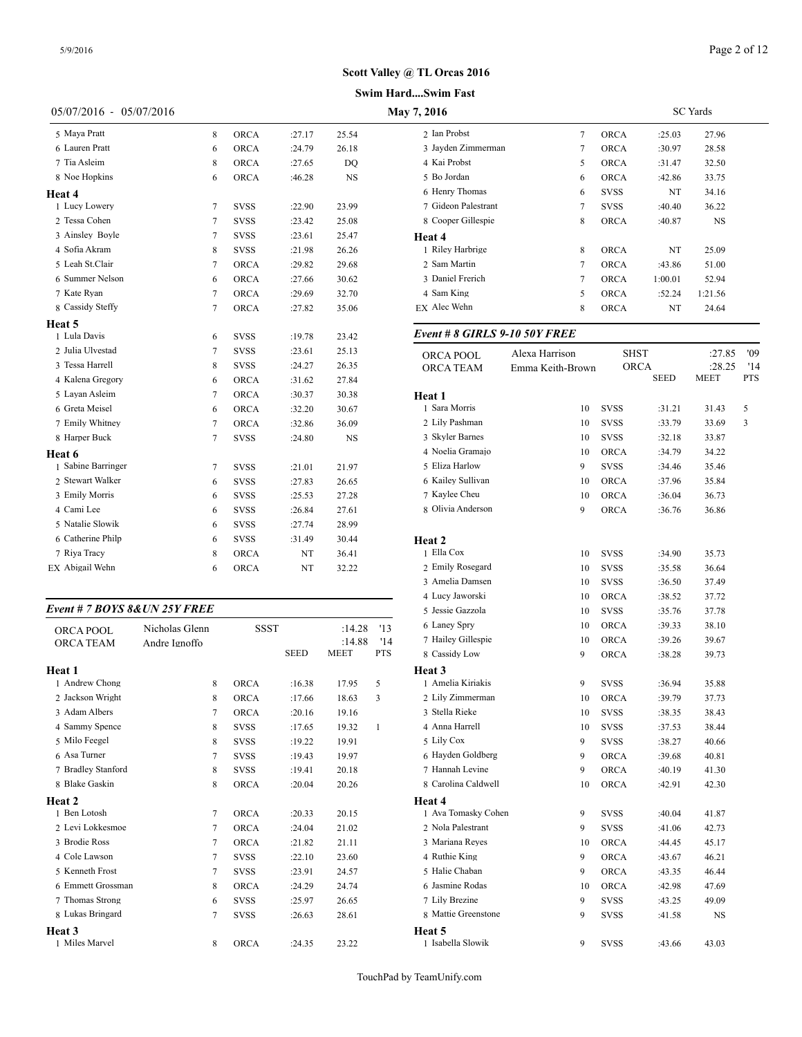# Scott Valley @ TL Orcas 2016

**Swim Hard....Swim Fast**

05/07/2016 - 05/07/2016 **May 7, 2016** SC Yards

| | | | | | |
|---|---|---|---|---|---|
| 5 Maya Pratt | 8 | ORCA | :27.17 | 25.54 | |
| 6 Lauren Pratt | 6 | ORCA | :24.79 | 26.18 | |
| 7 Tia Asleim | 8 | ORCA | :27.65 | DQ | |
| 8 Noe Hopkins | 6 | ORCA | :46.28 | NS | |
| **Heat 4** | | | | | |
| 1 Lucy Lowery | 7 | SVSS | :22.90 | 23.99 | |
| 2 Tessa Cohen | 7 | SVSS | :23.42 | 25.08 | |
| 3 Ainsley Boyle | 7 | SVSS | :23.61 | 25.47 | |
| 4 Sofia Akram | 8 | SVSS | :21.98 | 26.26 | |
| 5 Leah St.Clair | 7 | ORCA | :29.82 | 29.68 | |
| 6 Summer Nelson | 6 | ORCA | :27.66 | 30.62 | |
| 7 Kate Ryan | 7 | ORCA | :29.69 | 32.70 | |
| 8 Cassidy Steffy | 7 | ORCA | :27.82 | 35.06 | |
| **Heat 5** | | | | | |
| 1 Lula Davis | 6 | SVSS | :19.78 | 23.42 | |
| 2 Julia Ulvestad | 7 | SVSS | :23.61 | 25.13 | |
| 3 Tessa Harrell | 8 | SVSS | :24.27 | 26.35 | |
| 4 Kalena Gregory | 6 | ORCA | :31.62 | 27.84 | |
| 5 Layan Asleim | 7 | ORCA | :30.37 | 30.38 | |
| 6 Greta Meisel | 6 | ORCA | :32.20 | 30.67 | |
| 7 Emily Whitney | 7 | ORCA | :32.86 | 36.09 | |
| 8 Harper Buck | 7 | SVSS | :24.80 | NS | |
| **Heat 6** | | | | | |
| 1 Sabine Barringer | 7 | SVSS | :21.01 | 21.97 | |
| 2 Stewart Walker | 6 | SVSS | :27.83 | 26.65 | |
| 3 Emily Morris | 6 | SVSS | :25.53 | 27.28 | |
| 4 Cami Lee | 6 | SVSS | :26.84 | 27.61 | |
| 5 Natalie Slowik | 6 | SVSS | :27.74 | 28.99 | |
| 6 Catherine Philp | 6 | SVSS | :31.49 | 30.44 | |
| 7 Riya Tracy | 8 | ORCA | NT | 36.41 | |
| EX Abigail Wehn | 6 | ORCA | NT | 32.22 | |

### Event # 7 BOYS 8&UN 25Y FREE

| | | | | | |
|---|---|---|---|---|---|
| ORCA POOL | Nicholas Glenn | SSST | | :14.28 | '13 |
| ORCA TEAM | Andre Ignoffo | | | :14.88 | '14 |
| | | | SEED | MEET | PTS |
| **Heat 1** | | | | | |
| 1 Andrew Chong | 8 | ORCA | :16.38 | 17.95 | 5 |
| 2 Jackson Wright | 8 | ORCA | :17.66 | 18.63 | 3 |
| 3 Adam Albers | 7 | ORCA | :20.16 | 19.16 | |
| 4 Sammy Spence | 8 | SVSS | :17.65 | 19.32 | 1 |
| 5 Milo Feegel | 8 | SVSS | :19.22 | 19.91 | |
| 6 Asa Turner | 7 | SVSS | :19.43 | 19.97 | |
| 7 Bradley Stanford | 8 | SVSS | :19.41 | 20.18 | |
| 8 Blake Gaskin | 8 | ORCA | :20.04 | 20.26 | |
| **Heat 2** | | | | | |
| 1 Ben Lotosh | 7 | ORCA | :20.33 | 20.15 | |
| 2 Levi Lokkesmoe | 7 | ORCA | :24.04 | 21.02 | |
| 3 Brodie Ross | 7 | ORCA | :21.82 | 21.11 | |
| 4 Cole Lawson | 7 | SVSS | :22.10 | 23.60 | |
| 5 Kenneth Frost | 7 | SVSS | :23.91 | 24.57 | |
| 6 Emmett Grossman | 8 | ORCA | :24.29 | 24.74 | |
| 7 Thomas Strong | 6 | SVSS | :25.97 | 26.65 | |
| 8 Lukas Bringard | 7 | SVSS | :26.63 | 28.61 | |
| **Heat 3** | | | | | |
| 1 Miles Marvel | 8 | ORCA | :24.35 | 23.22 | |
| 2 Ian Probst | 7 | ORCA | :25.03 | 27.96 | |
| 3 Jayden Zimmerman | 7 | ORCA | :30.97 | 28.58 | |
| 4 Kai Probst | 5 | ORCA | :31.47 | 32.50 | |
| 5 Bo Jordan | 6 | ORCA | :42.86 | 33.75 | |
| 6 Henry Thomas | 6 | SVSS | NT | 34.16 | |
| 7 Gideon Palestrant | 7 | SVSS | :40.40 | 36.22 | |
| 8 Cooper Gillespie | 8 | ORCA | :40.87 | NS | |
| **Heat 4** | | | | | |
| 1 Riley Harbrige | 8 | ORCA | NT | 25.09 | |
| 2 Sam Martin | 7 | ORCA | :43.86 | 51.00 | |
| 3 Daniel Frerich | 7 | ORCA | 1:00.01 | 52.94 | |
| 4 Sam King | 5 | ORCA | :52.24 | 1:21.56 | |
| EX Alec Wehn | 8 | ORCA | NT | 24.64 | |

### Event # 8 GIRLS 9-10 50Y FREE

| | | | | | |
|---|---|---|---|---|---|
| ORCA POOL | Alexa Harrison | SHST | | :27.85 | '09 |
| ORCA TEAM | Emma Keith-Brown | ORCA | | :28.25 | '14 |
| | | | SEED | MEET | PTS |
| **Heat 1** | | | | | |
| 1 Sara Morris | 10 | SVSS | :31.21 | 31.43 | 5 |
| 2 Lily Pashman | 10 | SVSS | :33.79 | 33.69 | 3 |
| 3 Skyler Barnes | 10 | SVSS | :32.18 | 33.87 | |
| 4 Noelia Gramajo | 10 | ORCA | :34.79 | 34.22 | |
| 5 Eliza Harlow | 9 | SVSS | :34.46 | 35.46 | |
| 6 Kailey Sullivan | 10 | ORCA | :37.96 | 35.84 | |
| 7 Kaylee Cheu | 10 | ORCA | :36.04 | 36.73 | |
| 8 Olivia Anderson | 9 | ORCA | :36.76 | 36.86 | |
| **Heat 2** | | | | | |
| 1 Ella Cox | 10 | SVSS | :34.90 | 35.73 | |
| 2 Emily Rosegard | 10 | SVSS | :35.58 | 36.64 | |
| 3 Amelia Damsen | 10 | SVSS | :36.50 | 37.49 | |
| 4 Lucy Jaworski | 10 | ORCA | :38.52 | 37.72 | |
| 5 Jessie Gazzola | 10 | SVSS | :35.76 | 37.78 | |
| 6 Laney Spry | 10 | ORCA | :39.33 | 38.10 | |
| 7 Hailey Gillespie | 10 | ORCA | :39.26 | 39.67 | |
| 8 Cassidy Low | 9 | ORCA | :38.28 | 39.73 | |
| **Heat 3** | | | | | |
| 1 Amelia Kiriakis | 9 | SVSS | :36.94 | 35.88 | |
| 2 Lily Zimmerman | 10 | ORCA | :39.79 | 37.73 | |
| 3 Stella Rieke | 10 | SVSS | :38.35 | 38.43 | |
| 4 Anna Harrell | 10 | SVSS | :37.53 | 38.44 | |
| 5 Lily Cox | 9 | SVSS | :38.27 | 40.66 | |
| 6 Hayden Goldberg | 9 | ORCA | :39.68 | 40.81 | |
| 7 Hannah Levine | 9 | ORCA | :40.19 | 41.30 | |
| 8 Carolina Caldwell | 10 | ORCA | :42.91 | 42.30 | |
| **Heat 4** | | | | | |
| 1 Ava Tomasky Cohen | 9 | SVSS | :40.04 | 41.87 | |
| 2 Nola Palestrant | 9 | SVSS | :41.06 | 42.73 | |
| 3 Mariana Reyes | 10 | ORCA | :44.45 | 45.17 | |
| 4 Ruthie King | 9 | ORCA | :43.67 | 46.21 | |
| 5 Halie Chaban | 9 | ORCA | :43.35 | 46.44 | |
| 6 Jasmine Rodas | 10 | ORCA | :42.98 | 47.69 | |
| 7 Lily Brezine | 9 | SVSS | :43.25 | 49.09 | |
| 8 Mattie Greenstone | 9 | SVSS | :41.58 | NS | |
| **Heat 5** | | | | | |
| 1 Isabella Slowik | 9 | SVSS | :43.66 | 43.03 | |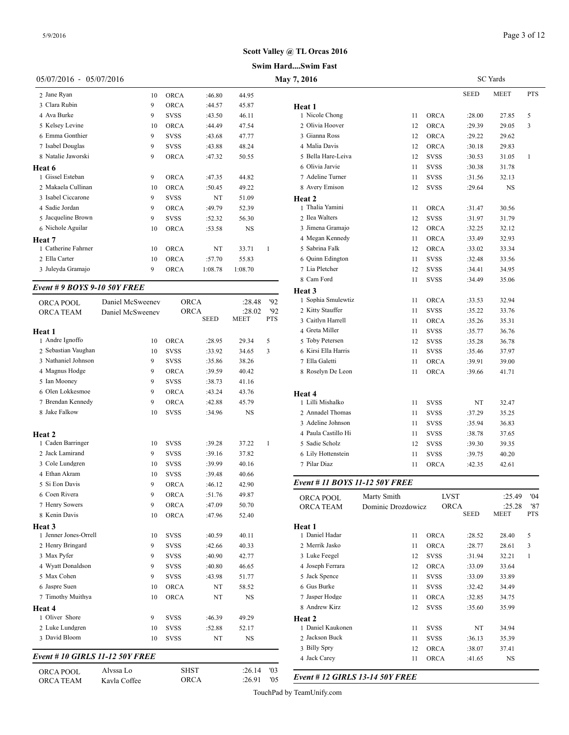# Scott Valley @ TL Orcas 2016

## Swim Hard....Swim Fast

05/07/2016 - 05/07/2016 **May 7, 2016** SC Yards

| | Name | Age | Team | Seed | Meet | PTS |
|---|---|---|---|---|---|---|
| 2 | Jane Ryan | 10 | ORCA | :46.80 | 44.95 | |
| 3 | Clara Rubin | 9 | ORCA | :44.57 | 45.87 | |
| 4 | Ava Burke | 9 | SVSS | :43.50 | 46.11 | |
| 5 | Kelsey Levine | 10 | ORCA | :44.49 | 47.54 | |
| 6 | Emma Gonthier | 9 | SVSS | :43.68 | 47.77 | |
| 7 | Isabel Douglas | 9 | SVSS | :43.88 | 48.24 | |
| 8 | Natalie Jaworski | 9 | ORCA | :47.32 | 50.55 | |

**Heat 6**

| | Name | Age | Team | Seed | Meet | PTS |
|---|---|---|---|---|---|---|
| 1 | Gissel Esteban | 9 | ORCA | :47.35 | 44.82 | |
| 2 | Makaela Cullinan | 10 | ORCA | :50.45 | 49.22 | |
| 3 | Isabel Ciccarone | 9 | SVSS | NT | 51.09 | |
| 4 | Sadie Jordan | 9 | ORCA | :49.79 | 52.39 | |
| 5 | Jacqueline Brown | 9 | SVSS | :52.32 | 56.30 | |
| 6 | Nichole Aguilar | 10 | ORCA | :53.58 | NS | |

**Heat 7**

| | Name | Age | Team | Seed | Meet | PTS |
|---|---|---|---|---|---|---|
| 1 | Catherine Fahrner | 10 | ORCA | NT | 33.71 | 1 |
| 2 | Ella Carter | 10 | ORCA | :57.70 | 55.83 | |
| 3 | Juleyda Gramajo | 9 | ORCA | 1:08.78 | 1:08.70 | |

### *Event # 9 BOYS 9-10 50Y FREE*

| | | | | |
|---|---|---|---|---|
| ORCA POOL | Daniel McSweeney | ORCA | :28.48 | '92 |
| ORCA TEAM | Daniel McSweeney | ORCA | :28.02 | '92 |

**Heat 1**

| | Name | Age | Team | Seed | Meet | PTS |
|---|---|---|---|---|---|---|
| 1 | Andre Ignoffo | 10 | ORCA | :28.95 | 29.34 | 5 |
| 2 | Sebastian Vaughan | 10 | SVSS | :33.92 | 34.65 | 3 |
| 3 | Nathaniel Johnson | 9 | SVSS | :35.86 | 38.26 | |
| 4 | Magnus Hodge | 9 | ORCA | :39.59 | 40.42 | |
| 5 | Ian Mooney | 9 | SVSS | :38.73 | 41.16 | |
| 6 | Olen Lokkesmoe | 9 | ORCA | :43.24 | 43.76 | |
| 7 | Brendan Kennedy | 9 | ORCA | :42.88 | 45.79 | |
| 8 | Jake Falkow | 10 | SVSS | :34.96 | NS | |

**Heat 2**

| | Name | Age | Team | Seed | Meet | PTS |
|---|---|---|---|---|---|---|
| 1 | Caden Barringer | 10 | SVSS | :39.28 | 37.22 | 1 |
| 2 | Jack Lamirand | 9 | SVSS | :39.16 | 37.82 | |
| 3 | Cole Lundgren | 10 | SVSS | :39.99 | 40.16 | |
| 4 | Ethan Akram | 10 | SVSS | :39.48 | 40.66 | |
| 5 | Si Eon Davis | 9 | ORCA | :46.12 | 42.90 | |
| 6 | Coen Rivera | 9 | ORCA | :51.76 | 49.87 | |
| 7 | Henry Sowers | 9 | ORCA | :47.09 | 50.70 | |
| 8 | Kenin Davis | 10 | ORCA | :47.96 | 52.40 | |

**Heat 3**

| | Name | Age | Team | Seed | Meet | PTS |
|---|---|---|---|---|---|---|
| 1 | Jenner Jones-Orrell | 10 | SVSS | :40.59 | 40.11 | |
| 2 | Henry Bringard | 9 | SVSS | :42.66 | 40.33 | |
| 3 | Max Pyfer | 9 | SVSS | :40.90 | 42.77 | |
| 4 | Wyatt Donaldson | 9 | SVSS | :40.80 | 46.65 | |
| 5 | Max Cohen | 9 | SVSS | :43.98 | 51.77 | |
| 6 | Jaspre Suen | 10 | ORCA | NT | 58.52 | |
| 7 | Timothy Muithya | 10 | ORCA | NT | NS | |

**Heat 4**

| | Name | Age | Team | Seed | Meet | PTS |
|---|---|---|---|---|---|---|
| 1 | Oliver Shore | 9 | SVSS | :46.39 | 49.29 | |
| 2 | Luke Lundgren | 10 | SVSS | :52.88 | 52.17 | |
| 3 | David Bloom | 10 | SVSS | NT | NS | |

### *Event # 10 GIRLS 11-12 50Y FREE*

| | | | | |
|---|---|---|---|---|
| ORCA POOL | Alyssa Lo | SHST | :26.14 | '03 |
| ORCA TEAM | Kayla Coffee | ORCA | :26.91 | '05 |

**Heat 1**

| | Name | Age | Team | Seed | Meet | PTS |
|---|---|---|---|---|---|---|
| 1 | Nicole Chong | 11 | ORCA | :28.00 | 27.85 | 5 |
| 2 | Olivia Hoover | 12 | ORCA | :29.39 | 29.05 | 3 |
| 3 | Gianna Ross | 12 | ORCA | :29.22 | 29.62 | |
| 4 | Malia Davis | 12 | ORCA | :30.18 | 29.83 | |
| 5 | Bella Hare-Leiva | 12 | SVSS | :30.53 | 31.05 | 1 |
| 6 | Olivia Jarvie | 11 | SVSS | :30.38 | 31.78 | |
| 7 | Adeline Turner | 11 | SVSS | :31.56 | 32.13 | |
| 8 | Avery Emison | 12 | SVSS | :29.64 | NS | |

**Heat 2**

| | Name | Age | Team | Seed | Meet | PTS |
|---|---|---|---|---|---|---|
| 1 | Thalia Yamini | 11 | ORCA | :31.47 | 30.56 | |
| 2 | Ilea Walters | 12 | SVSS | :31.97 | 31.79 | |
| 3 | Jimena Gramajo | 12 | ORCA | :32.25 | 32.12 | |
| 4 | Megan Kennedy | 11 | ORCA | :33.49 | 32.93 | |
| 5 | Sabrina Falk | 12 | ORCA | :33.02 | 33.34 | |
| 6 | Quinn Edington | 11 | SVSS | :32.48 | 33.56 | |
| 7 | Lia Pletcher | 12 | SVSS | :34.41 | 34.95 | |
| 8 | Cam Ford | 11 | SVSS | :34.49 | 35.06 | |

**Heat 3**

| | Name | Age | Team | Seed | Meet | PTS |
|---|---|---|---|---|---|---|
| 1 | Sophia Smulewtiz | 11 | ORCA | :33.53 | 32.94 | |
| 2 | Kitty Stauffer | 11 | SVSS | :35.22 | 33.76 | |
| 3 | Caitlyn Harrell | 11 | ORCA | :35.26 | 35.31 | |
| 4 | Greta Miller | 11 | SVSS | :35.77 | 36.76 | |
| 5 | Toby Petersen | 12 | SVSS | :35.28 | 36.78 | |
| 6 | Kirsi Ella Harris | 11 | SVSS | :35.46 | 37.97 | |
| 7 | Ella Galetti | 11 | ORCA | :39.91 | 39.00 | |
| 8 | Roselyn De Leon | 11 | ORCA | :39.66 | 41.71 | |

**Heat 4**

| | Name | Age | Team | Seed | Meet | PTS |
|---|---|---|---|---|---|---|
| 1 | Lilli Mishalko | 11 | SVSS | NT | 32.47 | |
| 2 | Annadel Thomas | 11 | SVSS | :37.29 | 35.25 | |
| 3 | Adeline Johnson | 11 | SVSS | :35.94 | 36.83 | |
| 4 | Paula Castillo Hi | 11 | SVSS | :38.78 | 37.65 | |
| 5 | Sadie Scholz | 12 | SVSS | :39.30 | 39.35 | |
| 6 | Lily Hottenstein | 11 | SVSS | :39.75 | 40.20 | |
| 7 | Pilar Diaz | 11 | ORCA | :42.35 | 42.61 | |

### *Event # 11 BOYS 11-12 50Y FREE*

| | | | | |
|---|---|---|---|---|
| ORCA POOL | Marty Smith | LVST | :25.49 | '04 |
| ORCA TEAM | Dominic Drozdowicz | ORCA | :25.28 | '87 |

**Heat 1**

| | Name | Age | Team | Seed | Meet | PTS |
|---|---|---|---|---|---|---|
| 1 | Daniel Hadar | 11 | ORCA | :28.52 | 28.40 | 5 |
| 2 | Merrik Jasko | 11 | ORCA | :28.77 | 28.61 | 3 |
| 3 | Luke Feegel | 12 | SVSS | :31.94 | 32.21 | 1 |
| 4 | Joseph Ferrara | 12 | ORCA | :33.09 | 33.64 | |
| 5 | Jack Spence | 11 | SVSS | :33.09 | 33.89 | |
| 6 | Gus Burke | 11 | SVSS | :32.42 | 34.49 | |
| 7 | Jasper Hodge | 11 | ORCA | :32.85 | 34.75 | |
| 8 | Andrew Kirz | 12 | SVSS | :35.60 | 35.99 | |

**Heat 2**

| | Name | Age | Team | Seed | Meet | PTS |
|---|---|---|---|---|---|---|
| 1 | Daniel Kaukonen | 11 | SVSS | NT | 34.94 | |
| 2 | Jackson Buck | 11 | SVSS | :36.13 | 35.39 | |
| 3 | Billy Spry | 12 | ORCA | :38.07 | 37.41 | |
| 4 | Jack Carey | 11 | ORCA | :41.65 | NS | |

### *Event # 12 GIRLS 13-14 50Y FREE*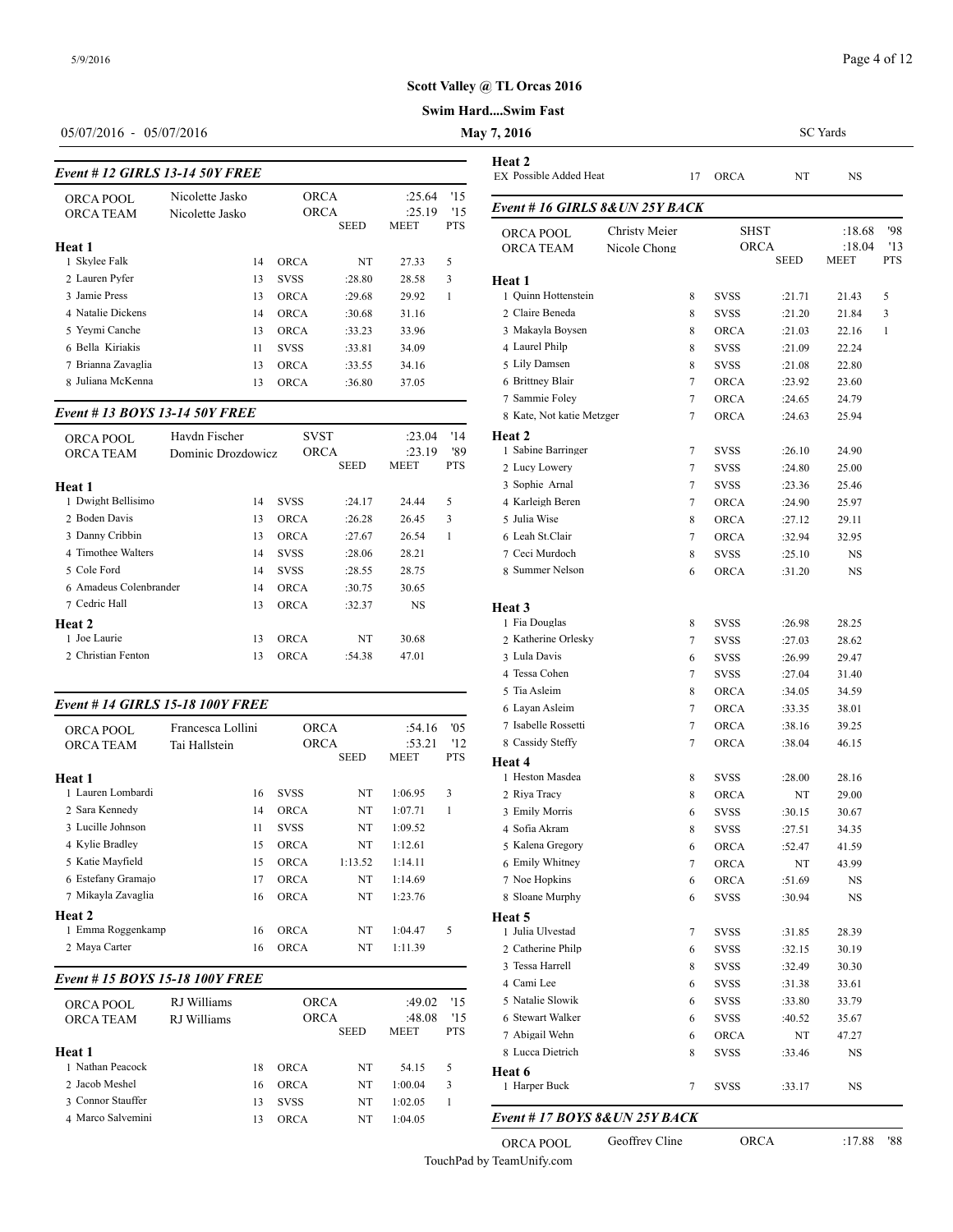**Scott Valley @ TL Orcas 2016**

**Swim Hard....Swim Fast**

05/07/2016 - 05/07/2016 **May 7, 2016** SC Yards

### Event # 12 GIRLS 13-14 50Y FREE

| | | | | | | |
|---|---|---|---|---|---|---|
| ORCA POOL | Nicolette Jasko | | ORCA | | :25.64 | '15 |
| ORCA TEAM | Nicolette Jasko | | ORCA | | :25.19 | '15 |
| | | | | SEED | MEET | PTS |
| **Heat 1** | | | | | | |
| 1 Skylee Falk | | 14 | ORCA | NT | 27.33 | 5 |
| 2 Lauren Pyfer | | 13 | SVSS | :28.80 | 28.58 | 3 |
| 3 Jamie Press | | 13 | ORCA | :29.68 | 29.92 | 1 |
| 4 Natalie Dickens | | 14 | ORCA | :30.68 | 31.16 | |
| 5 Yeymi Canche | | 13 | ORCA | :33.23 | 33.96 | |
| 6 Bella Kiriakis | | 11 | SVSS | :33.81 | 34.09 | |
| 7 Brianna Zavaglia | | 13 | ORCA | :33.55 | 34.16 | |
| 8 Juliana McKenna | | 13 | ORCA | :36.80 | 37.05 | |

### Event # 13 BOYS 13-14 50Y FREE

| | | | | | | |
|---|---|---|---|---|---|---|
| ORCA POOL | Haydn Fischer | | SVST | | :23.04 | '14 |
| ORCA TEAM | Dominic Drozdowicz | | ORCA | | :23.19 | '89 |
| | | | | SEED | MEET | PTS |
| **Heat 1** | | | | | | |
| 1 Dwight Bellisimo | | 14 | SVSS | :24.17 | 24.44 | 5 |
| 2 Boden Davis | | 13 | ORCA | :26.28 | 26.45 | 3 |
| 3 Danny Cribbin | | 13 | ORCA | :27.67 | 26.54 | 1 |
| 4 Timothee Walters | | 14 | SVSS | :28.06 | 28.21 | |
| 5 Cole Ford | | 14 | SVSS | :28.55 | 28.75 | |
| 6 Amadeus Colenbrander | | 14 | ORCA | :30.75 | 30.65 | |
| 7 Cedric Hall | | 13 | ORCA | :32.37 | NS | |
| **Heat 2** | | | | | | |
| 1 Joe Laurie | | 13 | ORCA | NT | 30.68 | |
| 2 Christian Fenton | | 13 | ORCA | :54.38 | 47.01 | |

### Event # 14 GIRLS 15-18 100Y FREE

| | | | | | | |
|---|---|---|---|---|---|---|
| ORCA POOL | Francesca Lollini | | ORCA | | :54.16 | '05 |
| ORCA TEAM | Tai Hallstein | | ORCA | | :53.21 | '12 |
| | | | | SEED | MEET | PTS |
| **Heat 1** | | | | | | |
| 1 Lauren Lombardi | | 16 | SVSS | NT | 1:06.95 | 3 |
| 2 Sara Kennedy | | 14 | ORCA | NT | 1:07.71 | 1 |
| 3 Lucille Johnson | | 11 | SVSS | NT | 1:09.52 | |
| 4 Kylie Bradley | | 15 | ORCA | NT | 1:12.61 | |
| 5 Katie Mayfield | | 15 | ORCA | 1:13.52 | 1:14.11 | |
| 6 Estefany Gramajo | | 17 | ORCA | NT | 1:14.69 | |
| 7 Mikayla Zavaglia | | 16 | ORCA | NT | 1:23.76 | |
| **Heat 2** | | | | | | |
| 1 Emma Roggenkamp | | 16 | ORCA | NT | 1:04.47 | 5 |
| 2 Maya Carter | | 16 | ORCA | NT | 1:11.39 | |

### Event # 15 BOYS 15-18 100Y FREE

| | | | | | | |
|---|---|---|---|---|---|---|
| ORCA POOL | RJ Williams | | ORCA | | :49.02 | '15 |
| ORCA TEAM | RJ Williams | | ORCA | | :48.08 | '15 |
| | | | | SEED | MEET | PTS |
| **Heat 1** | | | | | | |
| 1 Nathan Peacock | | 18 | ORCA | NT | 54.15 | 5 |
| 2 Jacob Meshel | | 16 | ORCA | NT | 1:00.04 | 3 |
| 3 Connor Stauffer | | 13 | SVSS | NT | 1:02.05 | 1 |
| 4 Marco Salvemini | | 13 | ORCA | NT | 1:04.05 | |
| **Heat 2** | | | | | | |
| EX Possible Added Heat | | 17 | ORCA | NT | NS | |

### Event # 16 GIRLS 8&UN 25Y BACK

| | | | | | | |
|---|---|---|---|---|---|---|
| ORCA POOL | Christy Meier | | SHST | | :18.68 | '98 |
| ORCA TEAM | Nicole Chong | | ORCA | | :18.04 | '13 |
| | | | | SEED | MEET | PTS |
| **Heat 1** | | | | | | |
| 1 Quinn Hottenstein | | 8 | SVSS | :21.71 | 21.43 | 5 |
| 2 Claire Beneda | | 8 | SVSS | :21.20 | 21.84 | 3 |
| 3 Makayla Boysen | | 8 | ORCA | :21.03 | 22.16 | 1 |
| 4 Laurel Philp | | 8 | SVSS | :21.09 | 22.24 | |
| 5 Lily Damsen | | 8 | SVSS | :21.08 | 22.80 | |
| 6 Brittney Blair | | 7 | ORCA | :23.92 | 23.60 | |
| 7 Sammie Foley | | 7 | ORCA | :24.65 | 24.79 | |
| 8 Kate, Not katie Metzger | | 7 | ORCA | :24.63 | 25.94 | |
| **Heat 2** | | | | | | |
| 1 Sabine Barringer | | 7 | SVSS | :26.10 | 24.90 | |
| 2 Lucy Lowery | | 7 | SVSS | :24.80 | 25.00 | |
| 3 Sophie Arnal | | 7 | SVSS | :23.36 | 25.46 | |
| 4 Karleigh Beren | | 7 | ORCA | :24.90 | 25.97 | |
| 5 Julia Wise | | 8 | ORCA | :27.12 | 29.11 | |
| 6 Leah St.Clair | | 7 | ORCA | :32.94 | 32.95 | |
| 7 Ceci Murdoch | | 8 | SVSS | :25.10 | NS | |
| 8 Summer Nelson | | 6 | ORCA | :31.20 | NS | |
| **Heat 3** | | | | | | |
| 1 Fia Douglas | | 8 | SVSS | :26.98 | 28.25 | |
| 2 Katherine Orlesky | | 7 | SVSS | :27.03 | 28.62 | |
| 3 Lula Davis | | 6 | SVSS | :26.99 | 29.47 | |
| 4 Tessa Cohen | | 7 | SVSS | :27.04 | 31.40 | |
| 5 Tia Asleim | | 8 | ORCA | :34.05 | 34.59 | |
| 6 Layan Asleim | | 7 | ORCA | :33.35 | 38.01 | |
| 7 Isabelle Rossetti | | 7 | ORCA | :38.16 | 39.25 | |
| 8 Cassidy Steffy | | 7 | ORCA | :38.04 | 46.15 | |
| **Heat 4** | | | | | | |
| 1 Heston Masdea | | 8 | SVSS | :28.00 | 28.16 | |
| 2 Riya Tracy | | 8 | ORCA | NT | 29.00 | |
| 3 Emily Morris | | 6 | SVSS | :30.15 | 30.67 | |
| 4 Sofia Akram | | 8 | SVSS | :27.51 | 34.35 | |
| 5 Kalena Gregory | | 6 | ORCA | :52.47 | 41.59 | |
| 6 Emily Whitney | | 7 | ORCA | NT | 43.99 | |
| 7 Noe Hopkins | | 6 | ORCA | :51.69 | NS | |
| 8 Sloane Murphy | | 6 | SVSS | :30.94 | NS | |
| **Heat 5** | | | | | | |
| 1 Julia Ulvestad | | 7 | SVSS | :31.85 | 28.39 | |
| 2 Catherine Philp | | 6 | SVSS | :32.15 | 30.19 | |
| 3 Tessa Harrell | | 8 | SVSS | :32.49 | 30.30 | |
| 4 Cami Lee | | 6 | SVSS | :31.38 | 33.61 | |
| 5 Natalie Slowik | | 6 | SVSS | :33.80 | 33.79 | |
| 6 Stewart Walker | | 6 | SVSS | :40.52 | 35.67 | |
| 7 Abigail Wehn | | 6 | ORCA | NT | 47.27 | |
| 8 Lucca Dietrich | | 8 | SVSS | :33.46 | NS | |
| **Heat 6** | | | | | | |
| 1 Harper Buck | | 7 | SVSS | :33.17 | NS | |

### Event # 17 BOYS 8&UN 25Y BACK

| | | | | | | |
|---|---|---|---|---|---|---|
| ORCA POOL | Geoffrey Cline | | ORCA | | :17.88 | '88 |

TouchPad by TeamUnify.com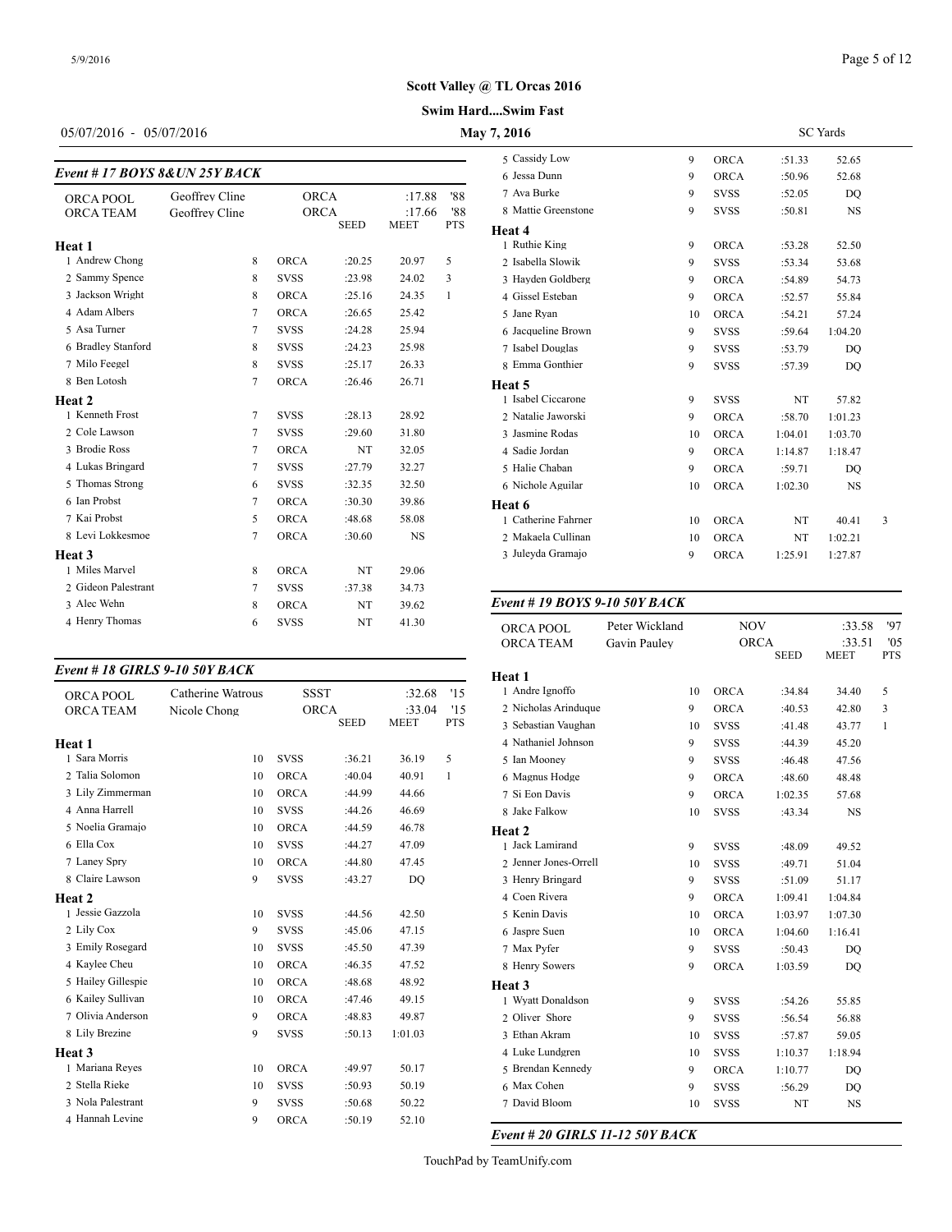Scott Valley @ TL Orcas 2016

Swim Hard....Swim Fast

05/07/2016 - 05/07/2016 — May 7, 2016 — SC Yards

### Event # 17 BOYS 8&UN 25Y BACK

| | | | SEED | MEET | PTS |
|---|---|---|---|---|---|
| ORCA POOL | Geoffrey Cline | ORCA | | :17.88 | '88 |
| ORCA TEAM | Geoffrey Cline | ORCA | | :17.66 | '88 |

**Heat 1**

| Place | Name | Age | Team | Seed | Time | Pts |
|---|---|---|---|---|---|---|
| 1 | Andrew Chong | 8 | ORCA | :20.25 | 20.97 | 5 |
| 2 | Sammy Spence | 8 | SVSS | :23.98 | 24.02 | 3 |
| 3 | Jackson Wright | 8 | ORCA | :25.16 | 24.35 | 1 |
| 4 | Adam Albers | 7 | ORCA | :26.65 | 25.42 | |
| 5 | Asa Turner | 7 | SVSS | :24.28 | 25.94 | |
| 6 | Bradley Stanford | 8 | SVSS | :24.23 | 25.98 | |
| 7 | Milo Feegel | 8 | SVSS | :25.17 | 26.33 | |
| 8 | Ben Lotosh | 7 | ORCA | :26.46 | 26.71 | |

**Heat 2**

| Place | Name | Age | Team | Seed | Time | Pts |
|---|---|---|---|---|---|---|
| 1 | Kenneth Frost | 7 | SVSS | :28.13 | 28.92 | |
| 2 | Cole Lawson | 7 | SVSS | :29.60 | 31.80 | |
| 3 | Brodie Ross | 7 | ORCA | NT | 32.05 | |
| 4 | Lukas Bringard | 7 | SVSS | :27.79 | 32.27 | |
| 5 | Thomas Strong | 6 | SVSS | :32.35 | 32.50 | |
| 6 | Ian Probst | 7 | ORCA | :30.30 | 39.86 | |
| 7 | Kai Probst | 5 | ORCA | :48.68 | 58.08 | |
| 8 | Levi Lokkesmoe | 7 | ORCA | :30.60 | NS | |

**Heat 3**

| Place | Name | Age | Team | Seed | Time | Pts |
|---|---|---|---|---|---|---|
| 1 | Miles Marvel | 8 | ORCA | NT | 29.06 | |
| 2 | Gideon Palestrant | 7 | SVSS | :37.38 | 34.73 | |
| 3 | Alec Wehn | 8 | ORCA | NT | 39.62 | |
| 4 | Henry Thomas | 6 | SVSS | NT | 41.30 | |

### Event # 18 GIRLS 9-10 50Y BACK

| | | | SEED | MEET | PTS |
|---|---|---|---|---|---|
| ORCA POOL | Catherine Watrous | SSST | | :32.68 | '15 |
| ORCA TEAM | Nicole Chong | ORCA | | :33.04 | '15 |

**Heat 1**

| Place | Name | Age | Team | Seed | Time | Pts |
|---|---|---|---|---|---|---|
| 1 | Sara Morris | 10 | SVSS | :36.21 | 36.19 | 5 |
| 2 | Talia Solomon | 10 | ORCA | :40.04 | 40.91 | 1 |
| 3 | Lily Zimmerman | 10 | ORCA | :44.99 | 44.66 | |
| 4 | Anna Harrell | 10 | SVSS | :44.26 | 46.69 | |
| 5 | Noelia Gramajo | 10 | ORCA | :44.59 | 46.78 | |
| 6 | Ella Cox | 10 | SVSS | :44.27 | 47.09 | |
| 7 | Laney Spry | 10 | ORCA | :44.80 | 47.45 | |
| 8 | Claire Lawson | 9 | SVSS | :43.27 | DQ | |

**Heat 2**

| Place | Name | Age | Team | Seed | Time | Pts |
|---|---|---|---|---|---|---|
| 1 | Jessie Gazzola | 10 | SVSS | :44.56 | 42.50 | |
| 2 | Lily Cox | 9 | SVSS | :45.06 | 47.15 | |
| 3 | Emily Rosegard | 10 | SVSS | :45.50 | 47.39 | |
| 4 | Kaylee Cheu | 10 | ORCA | :46.35 | 47.52 | |
| 5 | Hailey Gillespie | 10 | ORCA | :48.68 | 48.92 | |
| 6 | Kailey Sullivan | 10 | ORCA | :47.46 | 49.15 | |
| 7 | Olivia Anderson | 9 | ORCA | :48.83 | 49.87 | |
| 8 | Lily Brezine | 9 | SVSS | :50.13 | 1:01.03 | |

**Heat 3**

| Place | Name | Age | Team | Seed | Time | Pts |
|---|---|---|---|---|---|---|
| 1 | Mariana Reyes | 10 | ORCA | :49.97 | 50.17 | |
| 2 | Stella Rieke | 10 | SVSS | :50.93 | 50.19 | |
| 3 | Nola Palestrant | 9 | SVSS | :50.68 | 50.22 | |
| 4 | Hannah Levine | 9 | ORCA | :50.19 | 52.10 | |
| 5 | Cassidy Low | 9 | ORCA | :51.33 | 52.65 | |
| 6 | Jessa Dunn | 9 | ORCA | :50.96 | 52.68 | |
| 7 | Ava Burke | 9 | SVSS | :52.05 | DQ | |
| 8 | Mattie Greenstone | 9 | SVSS | :50.81 | NS | |

**Heat 4**

| Place | Name | Age | Team | Seed | Time | Pts |
|---|---|---|---|---|---|---|
| 1 | Ruthie King | 9 | ORCA | :53.28 | 52.50 | |
| 2 | Isabella Slowik | 9 | SVSS | :53.34 | 53.68 | |
| 3 | Hayden Goldberg | 9 | ORCA | :54.89 | 54.73 | |
| 4 | Gissel Esteban | 9 | ORCA | :52.57 | 55.84 | |
| 5 | Jane Ryan | 10 | ORCA | :54.21 | 57.24 | |
| 6 | Jacqueline Brown | 9 | SVSS | :59.64 | 1:04.20 | |
| 7 | Isabel Douglas | 9 | SVSS | :53.79 | DQ | |
| 8 | Emma Gonthier | 9 | SVSS | :57.39 | DQ | |

**Heat 5**

| Place | Name | Age | Team | Seed | Time | Pts |
|---|---|---|---|---|---|---|
| 1 | Isabel Ciccarone | 9 | SVSS | NT | 57.82 | |
| 2 | Natalie Jaworski | 9 | ORCA | :58.70 | 1:01.23 | |
| 3 | Jasmine Rodas | 10 | ORCA | 1:04.01 | 1:03.70 | |
| 4 | Sadie Jordan | 9 | ORCA | 1:14.87 | 1:18.47 | |
| 5 | Halie Chaban | 9 | ORCA | :59.71 | DQ | |
| 6 | Nichole Aguilar | 10 | ORCA | 1:02.30 | NS | |

**Heat 6**

| Place | Name | Age | Team | Seed | Time | Pts |
|---|---|---|---|---|---|---|
| 1 | Catherine Fahrner | 10 | ORCA | NT | 40.41 | 3 |
| 2 | Makaela Cullinan | 10 | ORCA | NT | 1:02.21 | |
| 3 | Juleyda Gramajo | 9 | ORCA | 1:25.91 | 1:27.87 | |

### Event # 19 BOYS 9-10 50Y BACK

| | | | SEED | MEET | PTS |
|---|---|---|---|---|---|
| ORCA POOL | Peter Wickland | NOV | | :33.58 | '97 |
| ORCA TEAM | Gavin Pauley | ORCA | | :33.51 | '05 |

**Heat 1**

| Place | Name | Age | Team | Seed | Time | Pts |
|---|---|---|---|---|---|---|
| 1 | Andre Ignoffo | 10 | ORCA | :34.84 | 34.40 | 5 |
| 2 | Nicholas Arinduque | 9 | ORCA | :40.53 | 42.80 | 3 |
| 3 | Sebastian Vaughan | 10 | SVSS | :41.48 | 43.77 | 1 |
| 4 | Nathaniel Johnson | 9 | SVSS | :44.39 | 45.20 | |
| 5 | Ian Mooney | 9 | SVSS | :46.48 | 47.56 | |
| 6 | Magnus Hodge | 9 | ORCA | :48.60 | 48.48 | |
| 7 | Si Eon Davis | 9 | ORCA | 1:02.35 | 57.68 | |
| 8 | Jake Falkow | 10 | SVSS | :43.34 | NS | |

**Heat 2**

| Place | Name | Age | Team | Seed | Time | Pts |
|---|---|---|---|---|---|---|
| 1 | Jack Lamirand | 9 | SVSS | :48.09 | 49.52 | |
| 2 | Jenner Jones-Orrell | 10 | SVSS | :49.71 | 51.04 | |
| 3 | Henry Bringard | 9 | SVSS | :51.09 | 51.17 | |
| 4 | Coen Rivera | 9 | ORCA | 1:09.41 | 1:04.84 | |
| 5 | Kenin Davis | 10 | ORCA | 1:03.97 | 1:07.30 | |
| 6 | Jaspre Suen | 10 | ORCA | 1:04.60 | 1:16.41 | |
| 7 | Max Pyfer | 9 | SVSS | :50.43 | DQ | |
| 8 | Henry Sowers | 9 | ORCA | 1:03.59 | DQ | |

**Heat 3**

| Place | Name | Age | Team | Seed | Time | Pts |
|---|---|---|---|---|---|---|
| 1 | Wyatt Donaldson | 9 | SVSS | :54.26 | 55.85 | |
| 2 | Oliver Shore | 9 | SVSS | :56.54 | 56.88 | |
| 3 | Ethan Akram | 10 | SVSS | :57.87 | 59.05 | |
| 4 | Luke Lundgren | 10 | SVSS | 1:10.37 | 1:18.94 | |
| 5 | Brendan Kennedy | 9 | ORCA | 1:10.77 | DQ | |
| 6 | Max Cohen | 9 | SVSS | :56.29 | DQ | |
| 7 | David Bloom | 10 | SVSS | NT | NS | |

### Event # 20 GIRLS 11-12 50Y BACK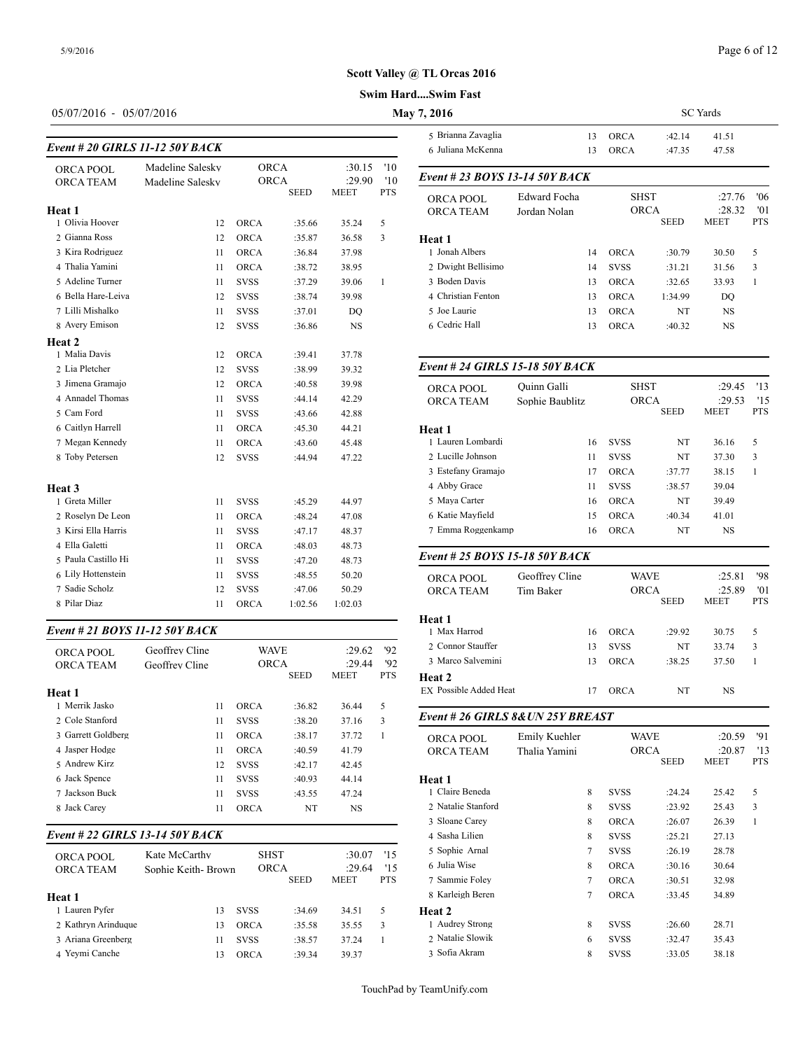# Scott Valley @ TL Orcas 2016

**Swim Hard....Swim Fast**

05/07/2016 - 05/07/2016 **May 7, 2016** SC Yards

### Event # 20 GIRLS 11-12 50Y BACK

| | | | | | |
|---|---|---|---|---|---|
| ORCA POOL | Madeline Salesky | ORCA | | :30.15 | '10 |
| ORCA TEAM | Madeline Salesky | ORCA | | :29.90 | '10 |
| | | | SEED | MEET | PTS |
| **Heat 1** | | | | | |
| 1 Olivia Hoover | 12 | ORCA | :35.66 | 35.24 | 5 |
| 2 Gianna Ross | 12 | ORCA | :35.87 | 36.58 | 3 |
| 3 Kira Rodriguez | 11 | ORCA | :36.84 | 37.98 | |
| 4 Thalia Yamini | 11 | ORCA | :38.72 | 38.95 | |
| 5 Adeline Turner | 11 | SVSS | :37.29 | 39.06 | 1 |
| 6 Bella Hare-Leiva | 12 | SVSS | :38.74 | 39.98 | |
| 7 Lilli Mishalko | 11 | SVSS | :37.01 | DQ | |
| 8 Avery Emison | 12 | SVSS | :36.86 | NS | |
| **Heat 2** | | | | | |
| 1 Malia Davis | 12 | ORCA | :39.41 | 37.78 | |
| 2 Lia Pletcher | 12 | SVSS | :38.99 | 39.32 | |
| 3 Jimena Gramajo | 12 | ORCA | :40.58 | 39.98 | |
| 4 Annadel Thomas | 11 | SVSS | :44.14 | 42.29 | |
| 5 Cam Ford | 11 | SVSS | :43.66 | 42.88 | |
| 6 Caitlyn Harrell | 11 | ORCA | :45.30 | 44.21 | |
| 7 Megan Kennedy | 11 | ORCA | :43.60 | 45.48 | |
| 8 Toby Petersen | 12 | SVSS | :44.94 | 47.22 | |
| **Heat 3** | | | | | |
| 1 Greta Miller | 11 | SVSS | :45.29 | 44.97 | |
| 2 Roselyn De Leon | 11 | ORCA | :48.24 | 47.08 | |
| 3 Kirsi Ella Harris | 11 | SVSS | :47.17 | 48.37 | |
| 4 Ella Galetti | 11 | ORCA | :48.03 | 48.73 | |
| 5 Paula Castillo Hi | 11 | SVSS | :47.20 | 48.73 | |
| 6 Lily Hottenstein | 11 | SVSS | :48.55 | 50.20 | |
| 7 Sadie Scholz | 12 | SVSS | :47.06 | 50.29 | |
| 8 Pilar Diaz | 11 | ORCA | 1:02.56 | 1:02.03 | |

### Event # 21 BOYS 11-12 50Y BACK

| | | | | | |
|---|---|---|---|---|---|
| ORCA POOL | Geoffrey Cline | WAVE | | :29.62 | '92 |
| ORCA TEAM | Geoffrey Cline | ORCA | | :29.44 | '92 |
| | | | SEED | MEET | PTS |
| **Heat 1** | | | | | |
| 1 Merrik Jasko | 11 | ORCA | :36.82 | 36.44 | 5 |
| 2 Cole Stanford | 11 | SVSS | :38.20 | 37.16 | 3 |
| 3 Garrett Goldberg | 11 | ORCA | :38.17 | 37.72 | 1 |
| 4 Jasper Hodge | 11 | ORCA | :40.59 | 41.79 | |
| 5 Andrew Kirz | 12 | SVSS | :42.17 | 42.45 | |
| 6 Jack Spence | 11 | SVSS | :40.93 | 44.14 | |
| 7 Jackson Buck | 11 | SVSS | :43.55 | 47.24 | |
| 8 Jack Carey | 11 | ORCA | NT | NS | |

### Event # 22 GIRLS 13-14 50Y BACK

| | | | | | |
|---|---|---|---|---|---|
| ORCA POOL | Kate McCarthy | SHST | | :30.07 | '15 |
| ORCA TEAM | Sophie Keith- Brown | ORCA | | :29.64 | '15 |
| | | | SEED | MEET | PTS |
| **Heat 1** | | | | | |
| 1 Lauren Pyfer | 13 | SVSS | :34.69 | 34.51 | 5 |
| 2 Kathryn Arinduque | 13 | ORCA | :35.58 | 35.55 | 3 |
| 3 Ariana Greenberg | 11 | SVSS | :38.57 | 37.24 | 1 |
| 4 Yeymi Canche | 13 | ORCA | :39.34 | 39.37 | |
| 5 Brianna Zavaglia | 13 | ORCA | :42.14 | 41.51 | |
| 6 Juliana McKenna | 13 | ORCA | :47.35 | 47.58 | |

### Event # 23 BOYS 13-14 50Y BACK

| | | | | | |
|---|---|---|---|---|---|
| ORCA POOL | Edward Focha | SHST | | :27.76 | '06 |
| ORCA TEAM | Jordan Nolan | ORCA | | :28.32 | '01 |
| | | | SEED | MEET | PTS |
| **Heat 1** | | | | | |
| 1 Jonah Albers | 14 | ORCA | :30.79 | 30.50 | 5 |
| 2 Dwight Bellisimo | 14 | SVSS | :31.21 | 31.56 | 3 |
| 3 Boden Davis | 13 | ORCA | :32.65 | 33.93 | 1 |
| 4 Christian Fenton | 13 | ORCA | 1:34.99 | DQ | |
| 5 Joe Laurie | 13 | ORCA | NT | NS | |
| 6 Cedric Hall | 13 | ORCA | :40.32 | NS | |

### Event # 24 GIRLS 15-18 50Y BACK

| | | | | | |
|---|---|---|---|---|---|
| ORCA POOL | Quinn Galli | SHST | | :29.45 | '13 |
| ORCA TEAM | Sophie Baublitz | ORCA | | :29.53 | '15 |
| | | | SEED | MEET | PTS |
| **Heat 1** | | | | | |
| 1 Lauren Lombardi | 16 | SVSS | NT | 36.16 | 5 |
| 2 Lucille Johnson | 11 | SVSS | NT | 37.30 | 3 |
| 3 Estefany Gramajo | 17 | ORCA | :37.77 | 38.15 | 1 |
| 4 Abby Grace | 11 | SVSS | :38.57 | 39.04 | |
| 5 Maya Carter | 16 | ORCA | NT | 39.49 | |
| 6 Katie Mayfield | 15 | ORCA | :40.34 | 41.01 | |
| 7 Emma Roggenkamp | 16 | ORCA | NT | NS | |

### Event # 25 BOYS 15-18 50Y BACK

| | | | | | |
|---|---|---|---|---|---|
| ORCA POOL | Geoffrey Cline | WAVE | | :25.81 | '98 |
| ORCA TEAM | Tim Baker | ORCA | | :25.89 | '01 |
| | | | SEED | MEET | PTS |
| **Heat 1** | | | | | |
| 1 Max Harrod | 16 | ORCA | :29.92 | 30.75 | 5 |
| 2 Connor Stauffer | 13 | SVSS | NT | 33.74 | 3 |
| 3 Marco Salvemini | 13 | ORCA | :38.25 | 37.50 | 1 |
| **Heat 2** | | | | | |
| EX Possible Added Heat | 17 | ORCA | NT | NS | |

### Event # 26 GIRLS 8&UN 25Y BREAST

| | | | | | |
|---|---|---|---|---|---|
| ORCA POOL | Emily Kuehler | WAVE | | :20.59 | '91 |
| ORCA TEAM | Thalia Yamini | ORCA | | :20.87 | '13 |
| | | | SEED | MEET | PTS |
| **Heat 1** | | | | | |
| 1 Claire Beneda | 8 | SVSS | :24.24 | 25.42 | 5 |
| 2 Natalie Stanford | 8 | SVSS | :23.92 | 25.43 | 3 |
| 3 Sloane Carey | 8 | ORCA | :26.07 | 26.39 | 1 |
| 4 Sasha Lilien | 8 | SVSS | :25.21 | 27.13 | |
| 5 Sophie Arnal | 7 | SVSS | :26.19 | 28.78 | |
| 6 Julia Wise | 8 | ORCA | :30.16 | 30.64 | |
| 7 Sammie Foley | 7 | ORCA | :30.51 | 32.98 | |
| 8 Karleigh Beren | 7 | ORCA | :33.45 | 34.89 | |
| **Heat 2** | | | | | |
| 1 Audrey Strong | 8 | SVSS | :26.60 | 28.71 | |
| 2 Natalie Slowik | 6 | SVSS | :32.47 | 35.43 | |
| 3 Sofia Akram | 8 | SVSS | :33.05 | 38.18 | |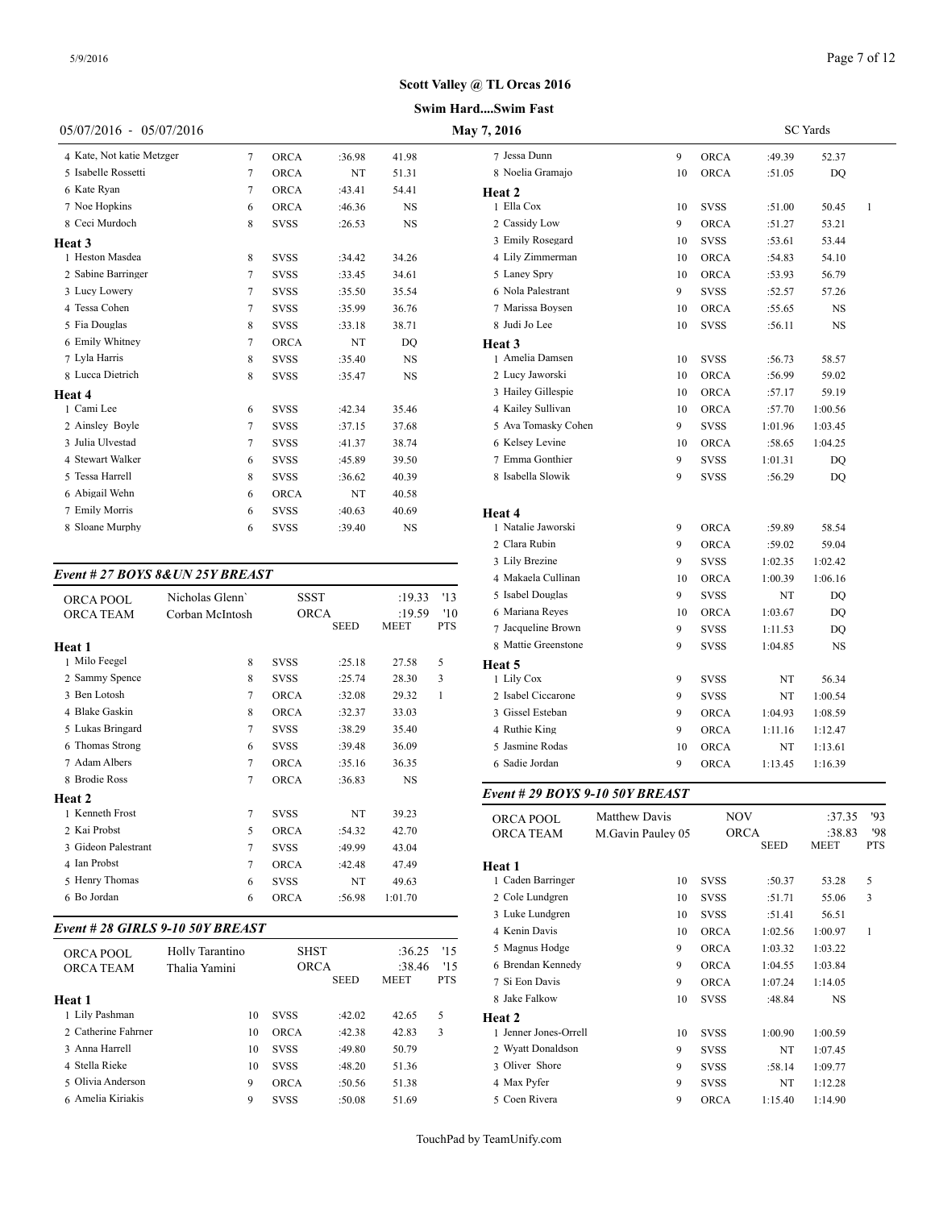# Scott Valley @ TL Orcas 2016

## Swim Hard....Swim Fast

05/07/2016 - 05/07/2016 **May 7, 2016** SC Yards

| | Age | Team | Seed | Meet | Pts |
|---|---|---|---|---|---|
| 4 Kate, Not katie Metzger | 7 | ORCA | :36.98 | 41.98 | |
| 5 Isabelle Rossetti | 7 | ORCA | NT | 51.31 | |
| 6 Kate Ryan | 7 | ORCA | :43.41 | 54.41 | |
| 7 Noe Hopkins | 6 | ORCA | :46.36 | NS | |
| 8 Ceci Murdoch | 8 | SVSS | :26.53 | NS | |
| **Heat 3** | | | | | |
| 1 Heston Masdea | 8 | SVSS | :34.42 | 34.26 | |
| 2 Sabine Barringer | 7 | SVSS | :33.45 | 34.61 | |
| 3 Lucy Lowery | 7 | SVSS | :35.50 | 35.54 | |
| 4 Tessa Cohen | 7 | SVSS | :35.99 | 36.76 | |
| 5 Fia Douglas | 8 | SVSS | :33.18 | 38.71 | |
| 6 Emily Whitney | 7 | ORCA | NT | DQ | |
| 7 Lyla Harris | 8 | SVSS | :35.40 | NS | |
| 8 Lucca Dietrich | 8 | SVSS | :35.47 | NS | |
| **Heat 4** | | | | | |
| 1 Cami Lee | 6 | SVSS | :42.34 | 35.46 | |
| 2 Ainsley Boyle | 7 | SVSS | :37.15 | 37.68 | |
| 3 Julia Ulvestad | 7 | SVSS | :41.37 | 38.74 | |
| 4 Stewart Walker | 6 | SVSS | :45.89 | 39.50 | |
| 5 Tessa Harrell | 8 | SVSS | :36.62 | 40.39 | |
| 6 Abigail Wehn | 6 | ORCA | NT | 40.58 | |
| 7 Emily Morris | 6 | SVSS | :40.63 | 40.69 | |
| 8 Sloane Murphy | 6 | SVSS | :39.40 | NS | |

### *Event # 27 BOYS 8&UN 25Y BREAST*

| | | | | |
|---|---|---|---|---|
| ORCA POOL | Nicholas Glenn` | SSST | :19.33 | '13 |
| ORCA TEAM | Corban McIntosh | ORCA | :19.59 | '10 |

| | Age | Team | SEED | MEET | PTS |
|---|---|---|---|---|---|
| **Heat 1** | | | | | |
| 1 Milo Feegel | 8 | SVSS | :25.18 | 27.58 | 5 |
| 2 Sammy Spence | 8 | SVSS | :25.74 | 28.30 | 3 |
| 3 Ben Lotosh | 7 | ORCA | :32.08 | 29.32 | 1 |
| 4 Blake Gaskin | 8 | ORCA | :32.37 | 33.03 | |
| 5 Lukas Bringard | 7 | SVSS | :38.29 | 35.40 | |
| 6 Thomas Strong | 6 | SVSS | :39.48 | 36.09 | |
| 7 Adam Albers | 7 | ORCA | :35.16 | 36.35 | |
| 8 Brodie Ross | 7 | ORCA | :36.83 | NS | |
| **Heat 2** | | | | | |
| 1 Kenneth Frost | 7 | SVSS | NT | 39.23 | |
| 2 Kai Probst | 5 | ORCA | :54.32 | 42.70 | |
| 3 Gideon Palestrant | 7 | SVSS | :49.99 | 43.04 | |
| 4 Ian Probst | 7 | ORCA | :42.48 | 47.49 | |
| 5 Henry Thomas | 6 | SVSS | NT | 49.63 | |
| 6 Bo Jordan | 6 | ORCA | :56.98 | 1:01.70 | |

### *Event # 28 GIRLS 9-10 50Y BREAST*

| | | | | |
|---|---|---|---|---|
| ORCA POOL | Holly Tarantino | SHST | :36.25 | '15 |
| ORCA TEAM | Thalia Yamini | ORCA | :38.46 | '15 |

| | Age | Team | SEED | MEET | PTS |
|---|---|---|---|---|---|
| **Heat 1** | | | | | |
| 1 Lily Pashman | 10 | SVSS | :42.02 | 42.65 | 5 |
| 2 Catherine Fahrner | 10 | ORCA | :42.38 | 42.83 | 3 |
| 3 Anna Harrell | 10 | SVSS | :49.80 | 50.79 | |
| 4 Stella Rieke | 10 | SVSS | :48.20 | 51.36 | |
| 5 Olivia Anderson | 9 | ORCA | :50.56 | 51.38 | |
| 6 Amelia Kiriakis | 9 | SVSS | :50.08 | 51.69 | |
| 7 Jessa Dunn | 9 | ORCA | :49.39 | 52.37 | |
| 8 Noelia Gramajo | 10 | ORCA | :51.05 | DQ | |
| **Heat 2** | | | | | |
| 1 Ella Cox | 10 | SVSS | :51.00 | 50.45 | 1 |
| 2 Cassidy Low | 9 | ORCA | :51.27 | 53.21 | |
| 3 Emily Rosegard | 10 | SVSS | :53.61 | 53.44 | |
| 4 Lily Zimmerman | 10 | ORCA | :54.83 | 54.10 | |
| 5 Laney Spry | 10 | ORCA | :53.93 | 56.79 | |
| 6 Nola Palestrant | 9 | SVSS | :52.57 | 57.26 | |
| 7 Marissa Boysen | 10 | ORCA | :55.65 | NS | |
| 8 Judi Jo Lee | 10 | SVSS | :56.11 | NS | |
| **Heat 3** | | | | | |
| 1 Amelia Damsen | 10 | SVSS | :56.73 | 58.57 | |
| 2 Lucy Jaworski | 10 | ORCA | :56.99 | 59.02 | |
| 3 Hailey Gillespie | 10 | ORCA | :57.17 | 59.19 | |
| 4 Kailey Sullivan | 10 | ORCA | :57.70 | 1:00.56 | |
| 5 Ava Tomasky Cohen | 9 | SVSS | 1:01.96 | 1:03.45 | |
| 6 Kelsey Levine | 10 | ORCA | :58.65 | 1:04.25 | |
| 7 Emma Gonthier | 9 | SVSS | 1:01.31 | DQ | |
| 8 Isabella Slowik | 9 | SVSS | :56.29 | DQ | |
| **Heat 4** | | | | | |
| 1 Natalie Jaworski | 9 | ORCA | :59.89 | 58.54 | |
| 2 Clara Rubin | 9 | ORCA | :59.02 | 59.04 | |
| 3 Lily Brezine | 9 | SVSS | 1:02.35 | 1:02.42 | |
| 4 Makaela Cullinan | 10 | ORCA | 1:00.39 | 1:06.16 | |
| 5 Isabel Douglas | 9 | SVSS | NT | DQ | |
| 6 Mariana Reyes | 10 | ORCA | 1:03.67 | DQ | |
| 7 Jacqueline Brown | 9 | SVSS | 1:11.53 | DQ | |
| 8 Mattie Greenstone | 9 | SVSS | 1:04.85 | NS | |
| **Heat 5** | | | | | |
| 1 Lily Cox | 9 | SVSS | NT | 56.34 | |
| 2 Isabel Ciccarone | 9 | SVSS | NT | 1:00.54 | |
| 3 Gissel Esteban | 9 | ORCA | 1:04.93 | 1:08.59 | |
| 4 Ruthie King | 9 | ORCA | 1:11.16 | 1:12.47 | |
| 5 Jasmine Rodas | 10 | ORCA | NT | 1:13.61 | |
| 6 Sadie Jordan | 9 | ORCA | 1:13.45 | 1:16.39 | |

### *Event # 29 BOYS 9-10 50Y BREAST*

| | | | | |
|---|---|---|---|---|
| ORCA POOL | Matthew Davis | NOV | :37.35 | '93 |
| ORCA TEAM | M.Gavin Pauley 05 | ORCA | :38.83 | '98 |

| | Age | Team | SEED | MEET | PTS |
|---|---|---|---|---|---|
| **Heat 1** | | | | | |
| 1 Caden Barringer | 10 | SVSS | :50.37 | 53.28 | 5 |
| 2 Cole Lundgren | 10 | SVSS | :51.71 | 55.06 | 3 |
| 3 Luke Lundgren | 10 | SVSS | :51.41 | 56.51 | |
| 4 Kenin Davis | 10 | ORCA | 1:02.56 | 1:00.97 | 1 |
| 5 Magnus Hodge | 9 | ORCA | 1:03.32 | 1:03.22 | |
| 6 Brendan Kennedy | 9 | ORCA | 1:04.55 | 1:03.84 | |
| 7 Si Eon Davis | 9 | ORCA | 1:07.24 | 1:14.05 | |
| 8 Jake Falkow | 10 | SVSS | :48.84 | NS | |
| **Heat 2** | | | | | |
| 1 Jenner Jones-Orrell | 10 | SVSS | 1:00.90 | 1:00.59 | |
| 2 Wyatt Donaldson | 9 | SVSS | NT | 1:07.45 | |
| 3 Oliver Shore | 9 | SVSS | :58.14 | 1:09.77 | |
| 4 Max Pyfer | 9 | SVSS | NT | 1:12.28 | |
| 5 Coen Rivera | 9 | ORCA | 1:15.40 | 1:14.90 | |

TouchPad by TeamUnify.com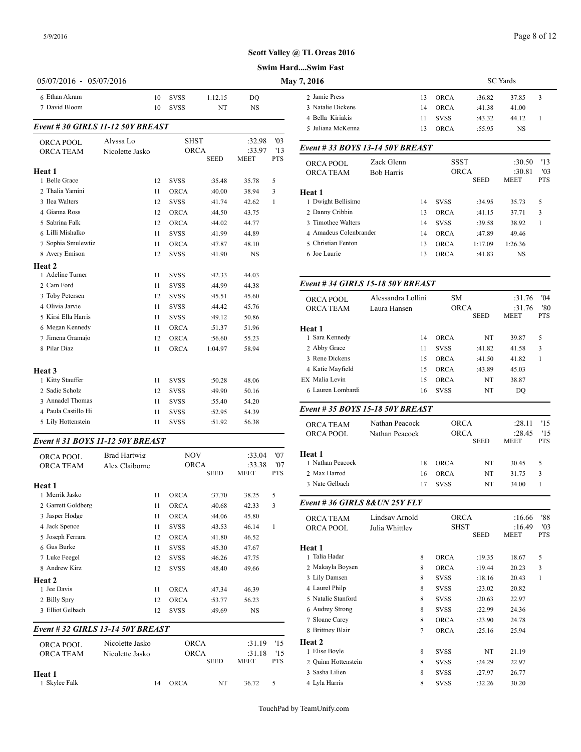# Scott Valley @ TL Orcas 2016

**Swim Hard....Swim Fast**

05/07/2016 - 05/07/2016 — May 7, 2016 — SC Yards

| | Name | Age | Team | Seed | Meet | Pts |
|---|---|---|---|---|---|---|
| 6 | Ethan Akram | 10 | SVSS | 1:12.15 | DQ | |
| 7 | David Bloom | 10 | SVSS | NT | NS | |

### Event # 30 GIRLS 11-12 50Y BREAST

| Record | Name | Team | Time | Year |
|---|---|---|---|---|
| ORCA POOL | Alyssa Lo | SHST | :32.98 | '03 |
| ORCA TEAM | Nicolette Jasko | ORCA | :33.97 | '13 |

| | Name | Age | Team | Seed | Meet | Pts |
|---|---|---|---|---|---|---|
| **Heat 1** | | | | | | |
| 1 | Belle Grace | 12 | SVSS | :35.48 | 35.78 | 5 |
| 2 | Thalia Yamini | 11 | ORCA | :40.00 | 38.94 | 3 |
| 3 | Ilea Walters | 12 | SVSS | :41.74 | 42.62 | 1 |
| 4 | Gianna Ross | 12 | ORCA | :44.50 | 43.75 | |
| 5 | Sabrina Falk | 12 | ORCA | :44.02 | 44.77 | |
| 6 | Lilli Mishalko | 11 | SVSS | :41.99 | 44.89 | |
| 7 | Sophia Smulewtiz | 11 | ORCA | :47.87 | 48.10 | |
| 8 | Avery Emison | 12 | SVSS | :41.90 | NS | |
| **Heat 2** | | | | | | |
| 1 | Adeline Turner | 11 | SVSS | :42.33 | 44.03 | |
| 2 | Cam Ford | 11 | SVSS | :44.99 | 44.38 | |
| 3 | Toby Petersen | 12 | SVSS | :45.51 | 45.60 | |
| 4 | Olivia Jarvie | 11 | SVSS | :44.42 | 45.76 | |
| 5 | Kirsi Ella Harris | 11 | SVSS | :49.12 | 50.86 | |
| 6 | Megan Kennedy | 11 | ORCA | :51.37 | 51.96 | |
| 7 | Jimena Gramajo | 12 | ORCA | :56.60 | 55.23 | |
| 8 | Pilar Diaz | 11 | ORCA | 1:04.97 | 58.94 | |
| **Heat 3** | | | | | | |
| 1 | Kitty Stauffer | 11 | SVSS | :50.28 | 48.06 | |
| 2 | Sadie Scholz | 12 | SVSS | :49.90 | 50.16 | |
| 3 | Annadel Thomas | 11 | SVSS | :55.40 | 54.20 | |
| 4 | Paula Castillo Hi | 11 | SVSS | :52.95 | 54.39 | |
| 5 | Lily Hottenstein | 11 | SVSS | :51.92 | 56.38 | |

### Event # 31 BOYS 11-12 50Y BREAST

| Record | Name | Team | Time | Year |
|---|---|---|---|---|
| ORCA POOL | Brad Hartwig | NOV | :33.04 | '07 |
| ORCA TEAM | Alex Claiborne | ORCA | :33.38 | '07 |

| | Name | Age | Team | Seed | Meet | Pts |
|---|---|---|---|---|---|---|
| **Heat 1** | | | | | | |
| 1 | Merrik Jasko | 11 | ORCA | :37.70 | 38.25 | 5 |
| 2 | Garrett Goldberg | 11 | ORCA | :40.68 | 42.33 | 3 |
| 3 | Jasper Hodge | 11 | ORCA | :44.06 | 45.80 | |
| 4 | Jack Spence | 11 | SVSS | :43.53 | 46.14 | 1 |
| 5 | Joseph Ferrara | 12 | ORCA | :41.80 | 46.52 | |
| 6 | Gus Burke | 11 | SVSS | :45.30 | 47.67 | |
| 7 | Luke Feegel | 12 | SVSS | :46.26 | 47.75 | |
| 8 | Andrew Kirz | 12 | SVSS | :48.40 | 49.66 | |
| **Heat 2** | | | | | | |
| 1 | Jee Davis | 11 | ORCA | :47.34 | 46.39 | |
| 2 | Billy Spry | 12 | ORCA | :53.77 | 56.23 | |
| 3 | Elliot Gelbach | 12 | SVSS | :49.69 | NS | |

### Event # 32 GIRLS 13-14 50Y BREAST

| Record | Name | Team | Time | Year |
|---|---|---|---|---|
| ORCA POOL | Nicolette Jasko | ORCA | :31.19 | '15 |
| ORCA TEAM | Nicolette Jasko | ORCA | :31.18 | '15 |

| | Name | Age | Team | Seed | Meet | Pts |
|---|---|---|---|---|---|---|
| **Heat 1** | | | | | | |
| 1 | Skylee Falk | 14 | ORCA | NT | 36.72 | 5 |
| 2 | Jamie Press | 13 | ORCA | :36.82 | 37.85 | 3 |
| 3 | Natalie Dickens | 14 | ORCA | :41.38 | 41.00 | |
| 4 | Bella Kiriakis | 11 | SVSS | :43.32 | 44.12 | 1 |
| 5 | Juliana McKenna | 13 | ORCA | :55.95 | NS | |

### Event # 33 BOYS 13-14 50Y BREAST

| Record | Name | Team | Time | Year |
|---|---|---|---|---|
| ORCA POOL | Zack Glenn | SSST | :30.50 | '13 |
| ORCA TEAM | Bob Harris | ORCA | :30.81 | '03 |

| | Name | Age | Team | Seed | Meet | Pts |
|---|---|---|---|---|---|---|
| **Heat 1** | | | | | | |
| 1 | Dwight Bellisimo | 14 | SVSS | :34.95 | 35.73 | 5 |
| 2 | Danny Cribbin | 13 | ORCA | :41.15 | 37.71 | 3 |
| 3 | Timothee Walters | 14 | SVSS | :39.58 | 38.92 | 1 |
| 4 | Amadeus Colenbrander | 14 | ORCA | :47.89 | 49.46 | |
| 5 | Christian Fenton | 13 | ORCA | 1:17.09 | 1:26.36 | |
| 6 | Joe Laurie | 13 | ORCA | :41.83 | NS | |

### Event # 34 GIRLS 15-18 50Y BREAST

| Record | Name | Team | Time | Year |
|---|---|---|---|---|
| ORCA POOL | Alessandra Lollini | SM | :31.76 | '04 |
| ORCA TEAM | Laura Hansen | ORCA | :31.76 | '80 |

| | Name | Age | Team | Seed | Meet | Pts |
|---|---|---|---|---|---|---|
| **Heat 1** | | | | | | |
| 1 | Sara Kennedy | 14 | ORCA | NT | 39.87 | 5 |
| 2 | Abby Grace | 11 | SVSS | :41.82 | 41.58 | 3 |
| 3 | Rene Dickens | 15 | ORCA | :41.50 | 41.82 | 1 |
| 4 | Katie Mayfield | 15 | ORCA | :43.89 | 45.03 | |
| EX | Malia Levin | 15 | ORCA | NT | 38.87 | |
| 6 | Lauren Lombardi | 16 | SVSS | NT | DQ | |

### Event # 35 BOYS 15-18 50Y BREAST

| Record | Name | Team | Time | Year |
|---|---|---|---|---|
| ORCA TEAM | Nathan Peacock | ORCA | :28.11 | '15 |
| ORCA POOL | Nathan Peacock | ORCA | :28.45 | '15 |

| | Name | Age | Team | Seed | Meet | Pts |
|---|---|---|---|---|---|---|
| **Heat 1** | | | | | | |
| 1 | Nathan Peacock | 18 | ORCA | NT | 30.45 | 5 |
| 2 | Max Harrod | 16 | ORCA | NT | 31.75 | 3 |
| 3 | Nate Gelbach | 17 | SVSS | NT | 34.00 | 1 |

### Event # 36 GIRLS 8&UN 25Y FLY

| Record | Name | Team | Time | Year |
|---|---|---|---|---|
| ORCA TEAM | Lindsay Arnold | ORCA | :16.66 | '88 |
| ORCA POOL | Julia Whittley | SHST | :16.49 | '03 |

| | Name | Age | Team | Seed | Meet | Pts |
|---|---|---|---|---|---|---|
| **Heat 1** | | | | | | |
| 1 | Talia Hadar | 8 | ORCA | :19.35 | 18.67 | 5 |
| 2 | Makayla Boysen | 8 | ORCA | :19.44 | 20.23 | 3 |
| 3 | Lily Damsen | 8 | SVSS | :18.16 | 20.43 | 1 |
| 4 | Laurel Philp | 8 | SVSS | :23.02 | 20.82 | |
| 5 | Natalie Stanford | 8 | SVSS | :20.63 | 22.97 | |
| 6 | Audrey Strong | 8 | SVSS | :22.99 | 24.36 | |
| 7 | Sloane Carey | 8 | ORCA | :23.90 | 24.78 | |
| 8 | Brittney Blair | 7 | ORCA | :25.16 | 25.94 | |
| **Heat 2** | | | | | | |
| 1 | Elise Boyle | 8 | SVSS | NT | 21.19 | |
| 2 | Quinn Hottenstein | 8 | SVSS | :24.29 | 22.97 | |
| 3 | Sasha Lilien | 8 | SVSS | :27.97 | 26.77 | |
| 4 | Lyla Harris | 8 | SVSS | :32.26 | 30.20 | |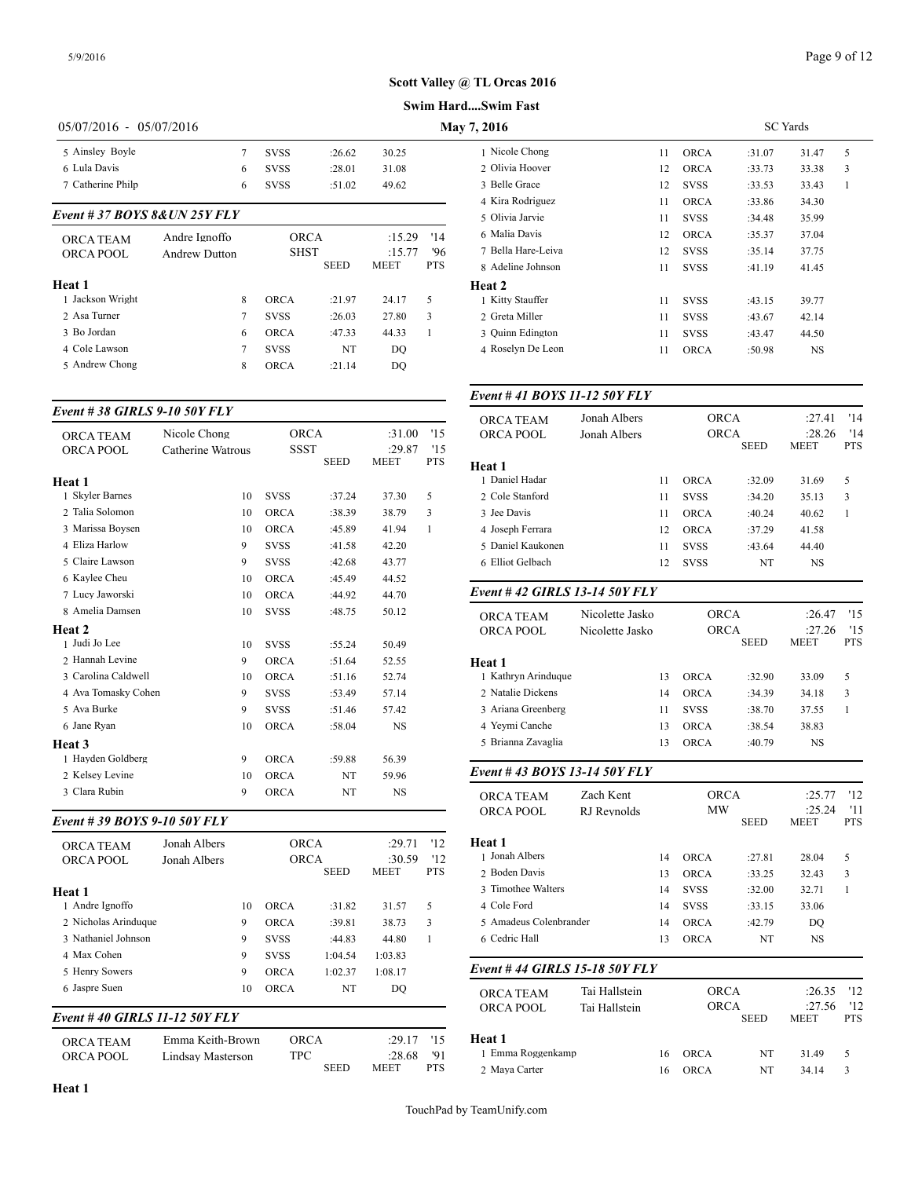# Scott Valley @ TL Orcas 2016

## Swim Hard....Swim Fast

05/07/2016 - 05/07/2016 **May 7, 2016** SC Yards

| | | | SEED | MEET | PTS |
|---|---|---|---|---|---|
| 5 Ainsley Boyle | 7 | SVSS | :26.62 | 30.25 | |
| 6 Lula Davis | 6 | SVSS | :28.01 | 31.08 | |
| 7 Catherine Philp | 6 | SVSS | :51.02 | 49.62 | |

### *Event # 37 BOYS 8&UN 25Y FLY*

| | | | | | |
|---|---|---|---|---|---|
| ORCA TEAM | Andre Ignoffo | | ORCA | :15.29 | '14 |
| ORCA POOL | Andrew Dutton | | SHST | :15.77 | '96 |
| | | | SEED | MEET | PTS |
| **Heat 1** | | | | | |
| 1 Jackson Wright | 8 | ORCA | :21.97 | 24.17 | 5 |
| 2 Asa Turner | 7 | SVSS | :26.03 | 27.80 | 3 |
| 3 Bo Jordan | 6 | ORCA | :47.33 | 44.33 | 1 |
| 4 Cole Lawson | 7 | SVSS | NT | DQ | |
| 5 Andrew Chong | 8 | ORCA | :21.14 | DQ | |

### *Event # 38 GIRLS 9-10 50Y FLY*

| | | | | | |
|---|---|---|---|---|---|
| ORCA TEAM | Nicole Chong | | ORCA | :31.00 | '15 |
| ORCA POOL | Catherine Watrous | | SSST | :29.87 | '15 |
| | | | SEED | MEET | PTS |
| **Heat 1** | | | | | |
| 1 Skyler Barnes | 10 | SVSS | :37.24 | 37.30 | 5 |
| 2 Talia Solomon | 10 | ORCA | :38.39 | 38.79 | 3 |
| 3 Marissa Boysen | 10 | ORCA | :45.89 | 41.94 | 1 |
| 4 Eliza Harlow | 9 | SVSS | :41.58 | 42.20 | |
| 5 Claire Lawson | 9 | SVSS | :42.68 | 43.77 | |
| 6 Kaylee Cheu | 10 | ORCA | :45.49 | 44.52 | |
| 7 Lucy Jaworski | 10 | ORCA | :44.92 | 44.70 | |
| 8 Amelia Damsen | 10 | SVSS | :48.75 | 50.12 | |
| **Heat 2** | | | | | |
| 1 Judi Jo Lee | 10 | SVSS | :55.24 | 50.49 | |
| 2 Hannah Levine | 9 | ORCA | :51.64 | 52.55 | |
| 3 Carolina Caldwell | 10 | ORCA | :51.16 | 52.74 | |
| 4 Ava Tomasky Cohen | 9 | SVSS | :53.49 | 57.14 | |
| 5 Ava Burke | 9 | SVSS | :51.46 | 57.42 | |
| 6 Jane Ryan | 10 | ORCA | :58.04 | NS | |
| **Heat 3** | | | | | |
| 1 Hayden Goldberg | 9 | ORCA | :59.88 | 56.39 | |
| 2 Kelsey Levine | 10 | ORCA | NT | 59.96 | |
| 3 Clara Rubin | 9 | ORCA | NT | NS | |

### *Event # 39 BOYS 9-10 50Y FLY*

| | | | | | |
|---|---|---|---|---|---|
| ORCA TEAM | Jonah Albers | | ORCA | :29.71 | '12 |
| ORCA POOL | Jonah Albers | | ORCA | :30.59 | '12 |
| | | | SEED | MEET | PTS |
| **Heat 1** | | | | | |
| 1 Andre Ignoffo | 10 | ORCA | :31.82 | 31.57 | 5 |
| 2 Nicholas Arinduque | 9 | ORCA | :39.81 | 38.73 | 3 |
| 3 Nathaniel Johnson | 9 | SVSS | :44.83 | 44.80 | 1 |
| 4 Max Cohen | 9 | SVSS | 1:04.54 | 1:03.83 | |
| 5 Henry Sowers | 9 | ORCA | 1:02.37 | 1:08.17 | |
| 6 Jaspre Suen | 10 | ORCA | NT | DQ | |

### *Event # 40 GIRLS 11-12 50Y FLY*

| | | | | | |
|---|---|---|---|---|---|
| ORCA TEAM | Emma Keith-Brown | | ORCA | :29.17 | '15 |
| ORCA POOL | Lindsay Masterson | | TPC | :28.68 | '91 |
| | | | SEED | MEET | PTS |
| **Heat 1** | | | | | |
| 1 Nicole Chong | 11 | ORCA | :31.07 | 31.47 | 5 |
| 2 Olivia Hoover | 12 | ORCA | :33.73 | 33.38 | 3 |
| 3 Belle Grace | 12 | SVSS | :33.53 | 33.43 | 1 |
| 4 Kira Rodriguez | 11 | ORCA | :33.86 | 34.30 | |
| 5 Olivia Jarvie | 11 | SVSS | :34.48 | 35.99 | |
| 6 Malia Davis | 12 | ORCA | :35.37 | 37.04 | |
| 7 Bella Hare-Leiva | 12 | SVSS | :35.14 | 37.75 | |
| 8 Adeline Johnson | 11 | SVSS | :41.19 | 41.45 | |
| **Heat 2** | | | | | |
| 1 Kitty Stauffer | 11 | SVSS | :43.15 | 39.77 | |
| 2 Greta Miller | 11 | SVSS | :43.67 | 42.14 | |
| 3 Quinn Edington | 11 | SVSS | :43.47 | 44.50 | |
| 4 Roselyn De Leon | 11 | ORCA | :50.98 | NS | |

### *Event # 41 BOYS 11-12 50Y FLY*

| | | | | | |
|---|---|---|---|---|---|
| ORCA TEAM | Jonah Albers | | ORCA | :27.41 | '14 |
| ORCA POOL | Jonah Albers | | ORCA | :28.26 | '14 |
| | | | SEED | MEET | PTS |
| **Heat 1** | | | | | |
| 1 Daniel Hadar | 11 | ORCA | :32.09 | 31.69 | 5 |
| 2 Cole Stanford | 11 | SVSS | :34.20 | 35.13 | 3 |
| 3 Jee Davis | 11 | ORCA | :40.24 | 40.62 | 1 |
| 4 Joseph Ferrara | 12 | ORCA | :37.29 | 41.58 | |
| 5 Daniel Kaukonen | 11 | SVSS | :43.64 | 44.40 | |
| 6 Elliot Gelbach | 12 | SVSS | NT | NS | |

### *Event # 42 GIRLS 13-14 50Y FLY*

| | | | | | |
|---|---|---|---|---|---|
| ORCA TEAM | Nicolette Jasko | | ORCA | :26.47 | '15 |
| ORCA POOL | Nicolette Jasko | | ORCA | :27.26 | '15 |
| | | | SEED | MEET | PTS |
| **Heat 1** | | | | | |
| 1 Kathryn Arinduque | 13 | ORCA | :32.90 | 33.09 | 5 |
| 2 Natalie Dickens | 14 | ORCA | :34.39 | 34.18 | 3 |
| 3 Ariana Greenberg | 11 | SVSS | :38.70 | 37.55 | 1 |
| 4 Yeymi Canche | 13 | ORCA | :38.54 | 38.83 | |
| 5 Brianna Zavaglia | 13 | ORCA | :40.79 | NS | |

### *Event # 43 BOYS 13-14 50Y FLY*

| | | | | | |
|---|---|---|---|---|---|
| ORCA TEAM | Zach Kent | | ORCA | :25.77 | '12 |
| ORCA POOL | RJ Reynolds | | MW | :25.24 | '11 |
| | | | SEED | MEET | PTS |
| **Heat 1** | | | | | |
| 1 Jonah Albers | 14 | ORCA | :27.81 | 28.04 | 5 |
| 2 Boden Davis | 13 | ORCA | :33.25 | 32.43 | 3 |
| 3 Timothee Walters | 14 | SVSS | :32.00 | 32.71 | 1 |
| 4 Cole Ford | 14 | SVSS | :33.15 | 33.06 | |
| 5 Amadeus Colenbrander | 14 | ORCA | :42.79 | DQ | |
| 6 Cedric Hall | 13 | ORCA | NT | NS | |

### *Event # 44 GIRLS 15-18 50Y FLY*

| | | | | | |
|---|---|---|---|---|---|
| ORCA TEAM | Tai Hallstein | | ORCA | :26.35 | '12 |
| ORCA POOL | Tai Hallstein | | ORCA | :27.56 | '12 |
| | | | SEED | MEET | PTS |
| **Heat 1** | | | | | |
| 1 Emma Roggenkamp | 16 | ORCA | NT | 31.49 | 5 |
| 2 Maya Carter | 16 | ORCA | NT | 34.14 | 3 |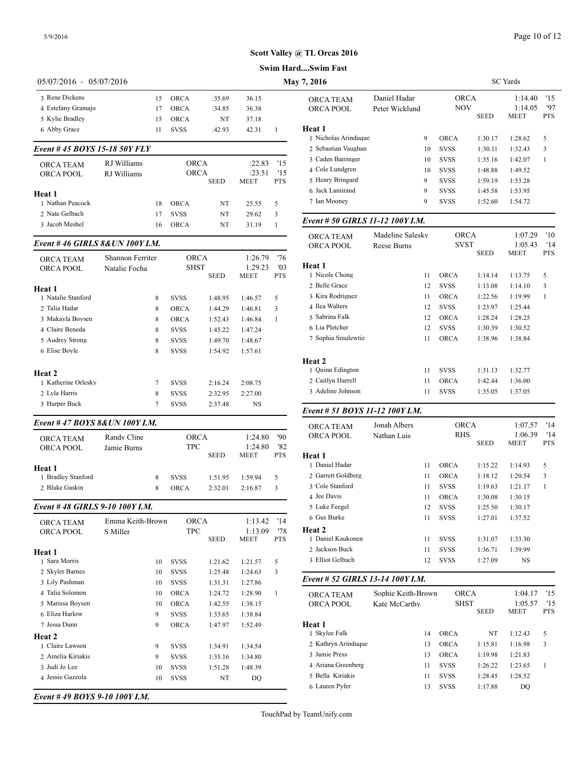**Scott Valley @ TL Orcas 2016**

**Swim Hard....Swim Fast**

05/07/2016 - 05/07/2016 **May 7, 2016** SC Yards

| | | Age | Team | Seed | Meet | Pts |
|---|---|---|---|---|---|---|
| 3 | Rene Dickens | 15 | ORCA | :35.69 | 36.15 | |
| 4 | Estefany Gramajo | 17 | ORCA | :34.85 | 36.38 | |
| 5 | Kylie Bradley | 15 | ORCA | NT | 37.18 | |
| 6 | Abby Grace | 11 | SVSS | :42.93 | 42.31 | 1 |

### Event # 45 BOYS 15-18 50Y FLY

| | | | | | |
|---|---|---|---|---|---|
| ORCA TEAM | RJ Williams | ORCA | :22.83 | '15 |
| ORCA POOL | RJ Williams | ORCA | :23.51 | '15 |

**Heat 1**

| | | Age | Team | Seed | Meet | Pts |
|---|---|---|---|---|---|---|
| 1 | Nathan Peacock | 18 | ORCA | NT | 25.55 | 5 |
| 2 | Nate Gelbach | 17 | SVSS | NT | 29.62 | 3 |
| 3 | Jacob Meshel | 16 | ORCA | NT | 31.19 | 1 |

### Event # 46 GIRLS 8&UN 100Y I.M.

| | | | | |
|---|---|---|---|---|
| ORCA TEAM | Shannon Ferriter | ORCA | 1:26.79 | '76 |
| ORCA POOL | Natalie Focha | SHST | 1:29.23 | '03 |

**Heat 1**

| | | Age | Team | Seed | Meet | Pts |
|---|---|---|---|---|---|---|
| 1 | Natalie Stanford | 8 | SVSS | 1:48.95 | 1:46.57 | 5 |
| 2 | Talia Hadar | 8 | ORCA | 1:44.29 | 1:46.81 | 3 |
| 3 | Makayla Boysen | 8 | ORCA | 1:52.43 | 1:46.84 | 1 |
| 4 | Claire Beneda | 8 | SVSS | 1:45.22 | 1:47.24 | |
| 5 | Audrey Strong | 8 | SVSS | 1:49.70 | 1:48.67 | |
| 6 | Elise Boyle | 8 | SVSS | 1:54.92 | 1:57.61 | |

**Heat 2**

| | | Age | Team | Seed | Meet | Pts |
|---|---|---|---|---|---|---|
| 1 | Katherine Orlesky | 7 | SVSS | 2:16.24 | 2:08.75 | |
| 2 | Lyla Harris | 8 | SVSS | 2:32.95 | 2:27.00 | |
| 3 | Harper Buck | 7 | SVSS | 2:37.48 | NS | |

### Event # 47 BOYS 8&UN 100Y I.M.

| | | | | |
|---|---|---|---|---|
| ORCA TEAM | Randy Cline | ORCA | 1:24.80 | '90 |
| ORCA POOL | Jamie Burns | TPC | 1:24.80 | '82 |

**Heat 1**

| | | Age | Team | Seed | Meet | Pts |
|---|---|---|---|---|---|---|
| 1 | Bradley Stanford | 8 | SVSS | 1:51.95 | 1:59.94 | 5 |
| 2 | Blake Gaskin | 8 | ORCA | 2:32.01 | 2:16.87 | 3 |

### Event # 48 GIRLS 9-10 100Y I.M.

| | | | | |
|---|---|---|---|---|
| ORCA TEAM | Emma Keith-Brown | ORCA | 1:13.42 | '14 |
| ORCA POOL | S Miller | TPC | 1:13.09 | '78 |

**Heat 1**

| | | Age | Team | Seed | Meet | Pts |
|---|---|---|---|---|---|---|
| 1 | Sara Morris | 10 | SVSS | 1:21.62 | 1:21.57 | 5 |
| 2 | Skyler Barnes | 10 | SVSS | 1:25.48 | 1:24.63 | 3 |
| 3 | Lily Pashman | 10 | SVSS | 1:31.31 | 1:27.86 | |
| 4 | Talia Solomon | 10 | ORCA | 1:24.72 | 1:28.90 | 1 |
| 5 | Marissa Boysen | 10 | ORCA | 1:42.55 | 1:38.15 | |
| 6 | Eliza Harlow | 9 | SVSS | 1:33.65 | 1:38.84 | |
| 7 | Jessa Dunn | 9 | ORCA | 1:47.97 | 1:52.49 | |

**Heat 2**

| | | Age | Team | Seed | Meet | Pts |
|---|---|---|---|---|---|---|
| 1 | Claire Lawson | 9 | SVSS | 1:34.91 | 1:34.54 | |
| 2 | Amelia Kiriakis | 9 | SVSS | 1:35.16 | 1:34.80 | |
| 3 | Judi Jo Lee | 10 | SVSS | 1:51.28 | 1:48.39 | |
| 4 | Jessie Gazzola | 10 | SVSS | NT | DQ | |

### Event # 49 BOYS 9-10 100Y I.M.

| | | | | |
|---|---|---|---|---|
| ORCA TEAM | Daniel Hadar | ORCA | 1:14.40 | '15 |
| ORCA POOL | Peter Wicklund | NOV | 1:14.05 | '97 |

**Heat 1**

| | | Age | Team | Seed | Meet | Pts |
|---|---|---|---|---|---|---|
| 1 | Nicholas Arinduque | 9 | ORCA | 1:30.17 | 1:28.62 | 5 |
| 2 | Sebastian Vaughan | 10 | SVSS | 1:30.11 | 1:32.43 | 3 |
| 3 | Caden Barringer | 10 | SVSS | 1:35.16 | 1:42.07 | 1 |
| 4 | Cole Lundgren | 10 | SVSS | 1:48.88 | 1:49.52 | |
| 5 | Henry Bringard | 9 | SVSS | 1:59.19 | 1:53.28 | |
| 6 | Jack Lamirand | 9 | SVSS | 1:45.58 | 1:53.95 | |
| 7 | Ian Mooney | 9 | SVSS | 1:52.60 | 1:54.72 | |

### Event # 50 GIRLS 11-12 100Y I.M.

| | | | | |
|---|---|---|---|---|
| ORCA TEAM | Madeline Saleskv | ORCA | 1:07.29 | '10 |
| ORCA POOL | Reese Burns | SVST | 1:05.43 | '14 |

**Heat 1**

| | | Age | Team | Seed | Meet | Pts |
|---|---|---|---|---|---|---|
| 1 | Nicole Chong | 11 | ORCA | 1:14.14 | 1:13.75 | 5 |
| 2 | Belle Grace | 12 | SVSS | 1:13.08 | 1:14.10 | 3 |
| 3 | Kira Rodriguez | 11 | ORCA | 1:22.56 | 1:19.99 | 1 |
| 4 | Ilea Walters | 12 | SVSS | 1:23.97 | 1:25.44 | |
| 5 | Sabrina Falk | 12 | ORCA | 1:28.24 | 1:28.25 | |
| 6 | Lia Pletcher | 12 | SVSS | 1:30.39 | 1:30.52 | |
| 7 | Sophia Smulewtiz | 11 | ORCA | 1:38.96 | 1:38.84 | |

**Heat 2**

| | | Age | Team | Seed | Meet | Pts |
|---|---|---|---|---|---|---|
| 1 | Quinn Edington | 11 | SVSS | 1:31.13 | 1:32.77 | |
| 2 | Caitlyn Harrell | 11 | ORCA | 1:42.44 | 1:36.00 | |
| 3 | Adeline Johnson | 11 | SVSS | 1:35.05 | 1:37.05 | |

### Event # 51 BOYS 11-12 100Y I.M.

| | | | | |
|---|---|---|---|---|
| ORCA TEAM | Jonah Albers | ORCA | 1:07.57 | '14 |
| ORCA POOL | Nathan Luis | RHS | 1:06.39 | '14 |

**Heat 1**

| | | Age | Team | Seed | Meet | Pts |
|---|---|---|---|---|---|---|
| 1 | Daniel Hadar | 11 | ORCA | 1:15.22 | 1:14.93 | 5 |
| 2 | Garrett Goldberg | 11 | ORCA | 1:18.12 | 1:20.54 | 3 |
| 3 | Cole Stanford | 11 | SVSS | 1:19.63 | 1:21.17 | 1 |
| 4 | Jee Davis | 11 | ORCA | 1:30.08 | 1:30.15 | |
| 5 | Luke Feegel | 12 | SVSS | 1:25.50 | 1:30.17 | |
| 6 | Gus Burke | 11 | SVSS | 1:27.01 | 1:37.52 | |

**Heat 2**

| | | Age | Team | Seed | Meet | Pts |
|---|---|---|---|---|---|---|
| 1 | Daniel Kaukonen | 11 | SVSS | 1:31.07 | 1:33.30 | |
| 2 | Jackson Buck | 11 | SVSS | 1:36.71 | 1:39.99 | |
| 3 | Elliot Gelbach | 12 | SVSS | 1:27.09 | NS | |

### Event # 52 GIRLS 13-14 100Y I.M.

| | | | | |
|---|---|---|---|---|
| ORCA TEAM | Sophie Keith-Brown | ORCA | 1:04.17 | '15 |
| ORCA POOL | Kate McCarthy | SHST | 1:05.57 | '15 |

**Heat 1**

| | | Age | Team | Seed | Meet | Pts |
|---|---|---|---|---|---|---|
| 1 | Skylee Falk | 14 | ORCA | NT | 1:12.43 | 5 |
| 2 | Kathryn Arinduque | 13 | ORCA | 1:15.81 | 1:16.98 | 3 |
| 3 | Jamie Press | 13 | ORCA | 1:19.98 | 1:21.83 | |
| 4 | Ariana Greenberg | 11 | SVSS | 1:26.22 | 1:23.65 | 1 |
| 5 | Bella Kiriakis | 11 | SVSS | 1:28.45 | 1:28.52 | |
| 6 | Lauren Pyfer | 13 | SVSS | 1:17.88 | DQ | |

TouchPad by TeamUnify.com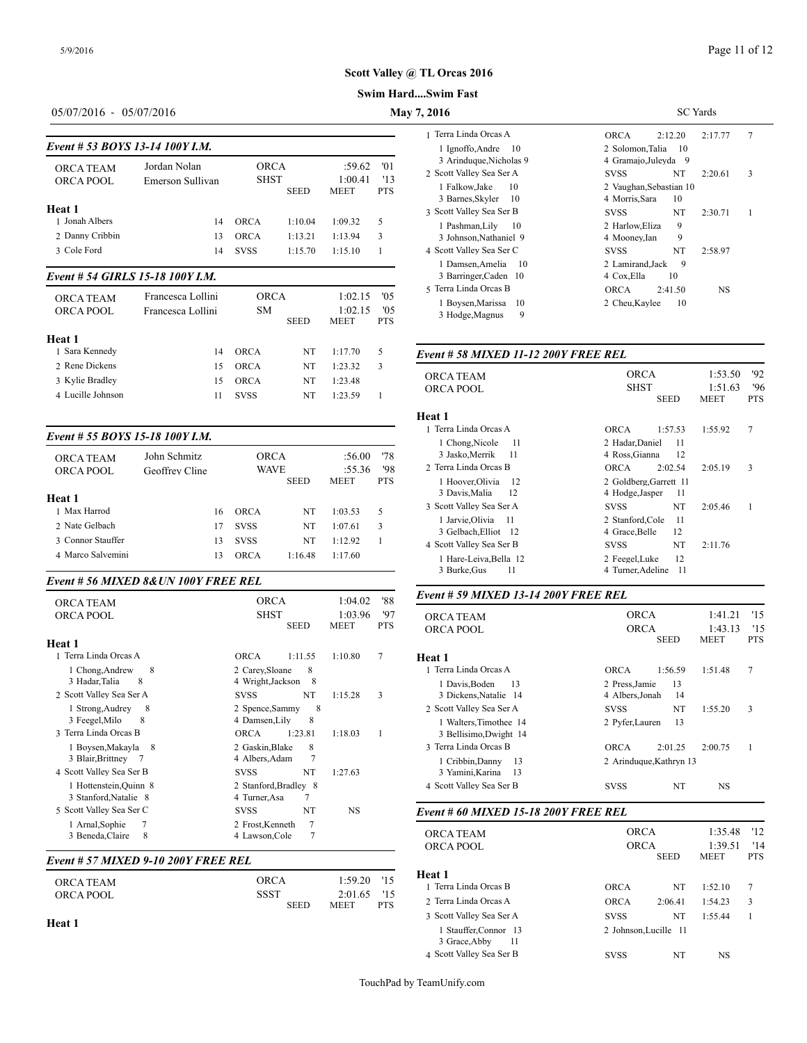**Scott Valley @ TL Orcas 2016**

**Swim Hard....Swim Fast**

05/07/2016 - 05/07/2016 — **May 7, 2016** — SC Yards

### Event # 53 BOYS 13-14 100Y I.M.

| | | | | | |
|---|---|---|---|---|---|
| ORCA TEAM | Jordan Nolan | | ORCA | :59.62 | '01 |
| ORCA POOL | Emerson Sullivan | | SHST | 1:00.41 | '13 |
| | | | SEED | MEET | PTS |

**Heat 1**

| Place | Name | Age | Team | Seed | Meet | Pts |
|---|---|---|---|---|---|---|
| 1 | Jonah Albers | 14 | ORCA | 1:10.04 | 1:09.32 | 5 |
| 2 | Danny Cribbin | 13 | ORCA | 1:13.21 | 1:13.94 | 3 |
| 3 | Cole Ford | 14 | SVSS | 1:15.70 | 1:15.10 | 1 |

### Event # 54 GIRLS 15-18 100Y I.M.

| | | | | | |
|---|---|---|---|---|---|
| ORCA TEAM | Francesca Lollini | | ORCA | 1:02.15 | '05 |
| ORCA POOL | Francesca Lollini | | SM | 1:02.15 | '05 |
| | | | SEED | MEET | PTS |

**Heat 1**

| Place | Name | Age | Team | Seed | Meet | Pts |
|---|---|---|---|---|---|---|
| 1 | Sara Kennedy | 14 | ORCA | NT | 1:17.70 | 5 |
| 2 | Rene Dickens | 15 | ORCA | NT | 1:23.32 | 3 |
| 3 | Kylie Bradley | 15 | ORCA | NT | 1:23.48 | |
| 4 | Lucille Johnson | 11 | SVSS | NT | 1:23.59 | 1 |

### Event # 55 BOYS 15-18 100Y I.M.

| | | | | | |
|---|---|---|---|---|---|
| ORCA TEAM | John Schmitz | | ORCA | :56.00 | '78 |
| ORCA POOL | Geoffrey Cline | | WAVE | :55.36 | '98 |
| | | | SEED | MEET | PTS |

**Heat 1**

| Place | Name | Age | Team | Seed | Meet | Pts |
|---|---|---|---|---|---|---|
| 1 | Max Harrod | 16 | ORCA | NT | 1:03.53 | 5 |
| 2 | Nate Gelbach | 17 | SVSS | NT | 1:07.61 | 3 |
| 3 | Connor Stauffer | 13 | SVSS | NT | 1:12.92 | 1 |
| 4 | Marco Salvemini | 13 | ORCA | 1:16.48 | 1:17.60 | |

### Event # 56 MIXED 8&UN 100Y FREE REL

| | | | | |
|---|---|---|---|---|
| ORCA TEAM | ORCA | | 1:04.02 | '88 |
| ORCA POOL | SHST | | 1:03.96 | '97 |
| | | SEED | MEET | PTS |

**Heat 1**

| Place | Team | | Seed | Meet | Pts |
|---|---|---|---|---|---|
| 1 | Terra Linda Orcas A | ORCA | 1:11.55 | 1:10.80 | 7 |
| | 1 Chong,Andrew 8; 3 Hadar,Talia 8 | 2 Carey,Sloane 8; 4 Wright,Jackson 8 | | | |
| 2 | Scott Valley Sea Ser A | SVSS | NT | 1:15.28 | 3 |
| | 1 Strong,Audrey 8; 3 Feegel,Milo 8 | 2 Spence,Sammy 8; 4 Damsen,Lily 8 | | | |
| 3 | Terra Linda Orcas B | ORCA | 1:23.81 | 1:18.03 | 1 |
| | 1 Boysen,Makayla 8; 3 Blair,Brittney 7 | 2 Gaskin,Blake 8; 4 Albers,Adam 7 | | | |
| 4 | Scott Valley Sea Ser B | SVSS | NT | 1:27.63 | |
| | 1 Hottenstein,Quinn 8; 3 Stanford,Natalie 8 | 2 Stanford,Bradley 8; 4 Turner,Asa 7 | | | |
| 5 | Scott Valley Sea Ser C | SVSS | NT | NS | |
| | 1 Arnal,Sophie 7; 3 Beneda,Claire 8 | 2 Frost,Kenneth 7; 4 Lawson,Cole 7 | | | |

### Event # 57 MIXED 9-10 200Y FREE REL

| | | | | |
|---|---|---|---|---|
| ORCA TEAM | ORCA | | 1:59.20 | '15 |
| ORCA POOL | SSST | | 2:01.65 | '15 |
| | | SEED | MEET | PTS |

**Heat 1**

| Place | Team | | Seed | Meet | Pts |
|---|---|---|---|---|---|
| 1 | Terra Linda Orcas A | ORCA | 2:12.20 | 2:17.77 | 7 |
| | 1 Ignoffo,Andre 10; 3 Arinduque,Nicholas 9 | 2 Solomon,Talia 10; 4 Gramajo,Juleyda 9 | | | |
| 2 | Scott Valley Sea Ser A | SVSS | NT | 2:20.61 | 3 |
| | 1 Falkow,Jake 10; 3 Barnes,Skyler 10 | 2 Vaughan,Sebastian 10; 4 Morris,Sara 10 | | | |
| 3 | Scott Valley Sea Ser B | SVSS | NT | 2:30.71 | 1 |
| | 1 Pashman,Lily 10; 3 Johnson,Nathaniel 9 | 2 Harlow,Eliza 9; 4 Mooney,Ian 9 | | | |
| 4 | Scott Valley Sea Ser C | SVSS | NT | 2:58.97 | |
| | 1 Damsen,Amelia 10; 3 Barringer,Caden 10 | 2 Lamirand,Jack 9; 4 Cox,Ella 10 | | | |
| 5 | Terra Linda Orcas B | ORCA | 2:41.50 | NS | |
| | 1 Boysen,Marissa 10; 3 Hodge,Magnus 9 | 2 Cheu,Kaylee 10 | | | |

### Event # 58 MIXED 11-12 200Y FREE REL

| | | | | |
|---|---|---|---|---|
| ORCA TEAM | ORCA | | 1:53.50 | '92 |
| ORCA POOL | SHST | | 1:51.63 | '96 |
| | | SEED | MEET | PTS |

**Heat 1**

| Place | Team | | Seed | Meet | Pts |
|---|---|---|---|---|---|
| 1 | Terra Linda Orcas A | ORCA | 1:57.53 | 1:55.92 | 7 |
| | 1 Chong,Nicole 11; 3 Jasko,Merrik 11 | 2 Hadar,Daniel 11; 4 Ross,Gianna 12 | | | |
| 2 | Terra Linda Orcas B | ORCA | 2:02.54 | 2:05.19 | 3 |
| | 1 Hoover,Olivia 12; 3 Davis,Malia 12 | 2 Goldberg,Garrett 11; 4 Hodge,Jasper 11 | | | |
| 3 | Scott Valley Sea Ser A | SVSS | NT | 2:05.46 | 1 |
| | 1 Jarvie,Olivia 11; 3 Gelbach,Elliot 12 | 2 Stanford,Cole 11; 4 Grace,Belle 12 | | | |
| 4 | Scott Valley Sea Ser B | SVSS | NT | 2:11.76 | |
| | 1 Hare-Leiva,Bella 12; 3 Burke,Gus 11 | 2 Feegel,Luke 12; 4 Turner,Adeline 11 | | | |

### Event # 59 MIXED 13-14 200Y FREE REL

| | | | | |
|---|---|---|---|---|
| ORCA TEAM | ORCA | | 1:41.21 | '15 |
| ORCA POOL | ORCA | | 1:43.13 | '15 |
| | | SEED | MEET | PTS |

**Heat 1**

| Place | Team | | Seed | Meet | Pts |
|---|---|---|---|---|---|
| 1 | Terra Linda Orcas A | ORCA | 1:56.59 | 1:51.48 | 7 |
| | 1 Davis,Boden 13; 3 Dickens,Natalie 14 | 2 Press,Jamie 13; 4 Albers,Jonah 14 | | | |
| 2 | Scott Valley Sea Ser A | SVSS | NT | 1:55.20 | 3 |
| | 1 Walters,Timothee 14; 3 Bellisimo,Dwight 14 | 2 Pyfer,Lauren 13 | | | |
| 3 | Terra Linda Orcas B | ORCA | 2:01.25 | 2:00.75 | 1 |
| | 1 Cribbin,Danny 13; 3 Yamini,Karina 13 | 2 Arinduque,Kathryn 13 | | | |
| 4 | Scott Valley Sea Ser B | SVSS | NT | NS | |

### Event # 60 MIXED 15-18 200Y FREE REL

| | | | | |
|---|---|---|---|---|
| ORCA TEAM | ORCA | | 1:35.48 | '12 |
| ORCA POOL | ORCA | | 1:39.51 | '14 |
| | | SEED | MEET | PTS |

**Heat 1**

| Place | Team | | Seed | Meet | Pts |
|---|---|---|---|---|---|
| 1 | Terra Linda Orcas B | ORCA | NT | 1:52.10 | 7 |
| 2 | Terra Linda Orcas A | ORCA | 2:06.41 | 1:54.23 | 3 |
| 3 | Scott Valley Sea Ser A | SVSS | NT | 1:55.44 | 1 |
| | 1 Stauffer,Connor 13; 3 Grace,Abby 11 | 2 Johnson,Lucille 11 | | | |
| 4 | Scott Valley Sea Ser B | SVSS | NT | NS | |

TouchPad by TeamUnify.com